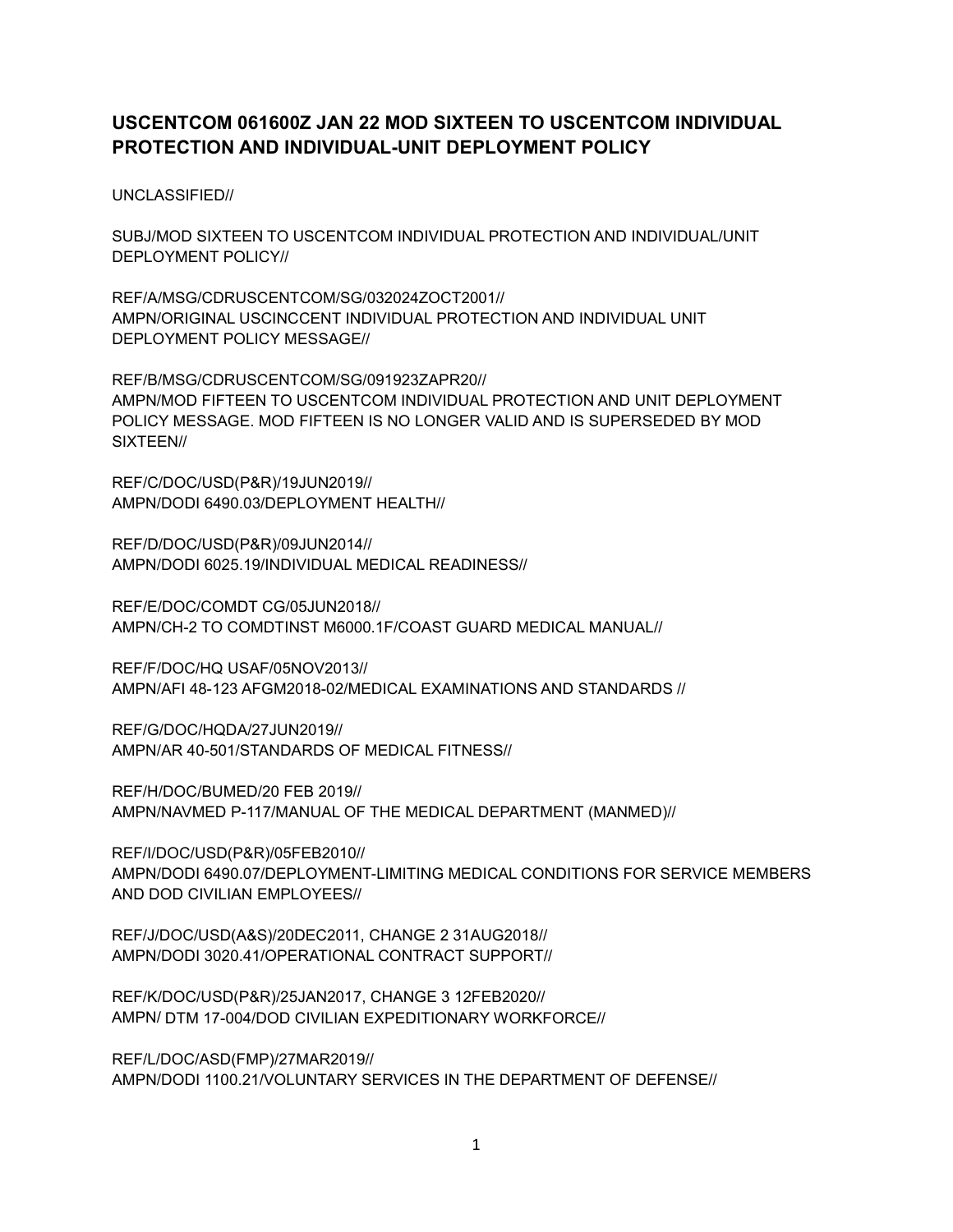# USCENTCOM 061600Z JAN 22 MOD SIXTEEN TO USCENTCOM INDIVIDUAL PROTECTION AND INDIVIDUAL-UNIT DEPLOYMENT POLICY

UNCLASSIFIED//

SUBJ/MOD SIXTEEN TO USCENTCOM INDIVIDUAL PROTECTION AND INDIVIDUAL/UNIT DEPLOYMENT POLICY//

REF/A/MSG/CDRUSCENTCOM/SG/032024ZOCT2001//
AMPN/ORIGINAL USCINCCENT INDIVIDUAL PROTECTION AND INDIVIDUAL UNIT DEPLOYMENT POLICY MESSAGE//

REF/B/MSG/CDRUSCENTCOM/SG/091923ZAPR20//
AMPN/MOD FIFTEEN TO USCENTCOM INDIVIDUAL PROTECTION AND UNIT DEPLOYMENT POLICY MESSAGE. MOD FIFTEEN IS NO LONGER VALID AND IS SUPERSEDED BY MOD SIXTEEN//

REF/C/DOC/USD(P&R)/19JUN2019//
AMPN/DODI 6490.03/DEPLOYMENT HEALTH//

REF/D/DOC/USD(P&R)/09JUN2014//
AMPN/DODI 6025.19/INDIVIDUAL MEDICAL READINESS//

REF/E/DOC/COMDT CG/05JUN2018//
AMPN/CH-2 TO COMDTINST M6000.1F/COAST GUARD MEDICAL MANUAL//

REF/F/DOC/HQ USAF/05NOV2013//
AMPN/AFI 48-123 AFGM2018-02/MEDICAL EXAMINATIONS AND STANDARDS //

REF/G/DOC/HQDA/27JUN2019//
AMPN/AR 40-501/STANDARDS OF MEDICAL FITNESS//

REF/H/DOC/BUMED/20 FEB 2019//
AMPN/NAVMED P-117/MANUAL OF THE MEDICAL DEPARTMENT (MANMED)//

REF/I/DOC/USD(P&R)/05FEB2010//
AMPN/DODI 6490.07/DEPLOYMENT-LIMITING MEDICAL CONDITIONS FOR SERVICE MEMBERS AND DOD CIVILIAN EMPLOYEES//

REF/J/DOC/USD(A&S)/20DEC2011, CHANGE 2 31AUG2018//
AMPN/DODI 3020.41/OPERATIONAL CONTRACT SUPPORT//

REF/K/DOC/USD(P&R)/25JAN2017, CHANGE 3 12FEB2020//
AMPN/ DTM 17-004/DOD CIVILIAN EXPEDITIONARY WORKFORCE//

REF/L/DOC/ASD(FMP)/27MAR2019//
AMPN/DODI 1100.21/VOLUNTARY SERVICES IN THE DEPARTMENT OF DEFENSE//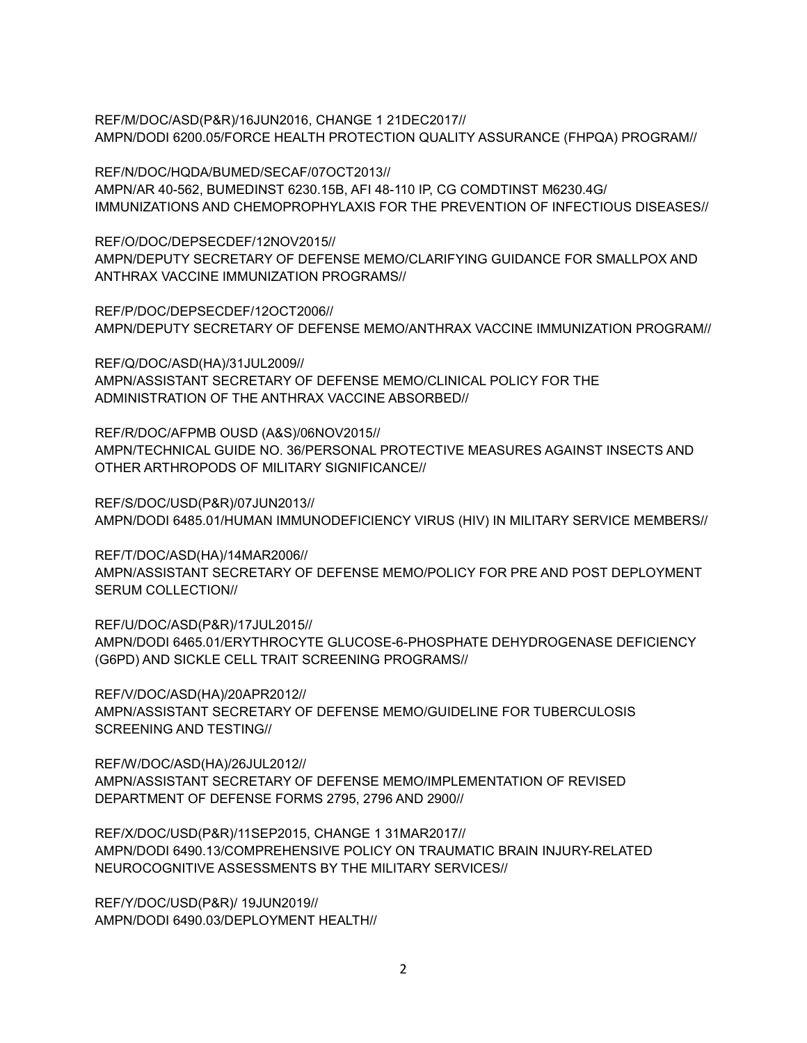REF/M/DOC/ASD(P&R)/16JUN2016, CHANGE 1 21DEC2017//
AMPN/DODI 6200.05/FORCE HEALTH PROTECTION QUALITY ASSURANCE (FHPQA) PROGRAM//

REF/N/DOC/HQDA/BUMED/SECAF/07OCT2013//
AMPN/AR 40-562, BUMEDINST 6230.15B, AFI 48-110 IP, CG COMDTINST M6230.4G/
IMMUNIZATIONS AND CHEMOPROPHYLAXIS FOR THE PREVENTION OF INFECTIOUS DISEASES//

REF/O/DOC/DEPSECDEF/12NOV2015//
AMPN/DEPUTY SECRETARY OF DEFENSE MEMO/CLARIFYING GUIDANCE FOR SMALLPOX AND ANTHRAX VACCINE IMMUNIZATION PROGRAMS//

REF/P/DOC/DEPSECDEF/12OCT2006//
AMPN/DEPUTY SECRETARY OF DEFENSE MEMO/ANTHRAX VACCINE IMMUNIZATION PROGRAM//

REF/Q/DOC/ASD(HA)/31JUL2009//
AMPN/ASSISTANT SECRETARY OF DEFENSE MEMO/CLINICAL POLICY FOR THE ADMINISTRATION OF THE ANTHRAX VACCINE ABSORBED//

REF/R/DOC/AFPMB OUSD (A&S)/06NOV2015//
AMPN/TECHNICAL GUIDE NO. 36/PERSONAL PROTECTIVE MEASURES AGAINST INSECTS AND OTHER ARTHROPODS OF MILITARY SIGNIFICANCE//

REF/S/DOC/USD(P&R)/07JUN2013//
AMPN/DODI 6485.01/HUMAN IMMUNODEFICIENCY VIRUS (HIV) IN MILITARY SERVICE MEMBERS//

REF/T/DOC/ASD(HA)/14MAR2006//
AMPN/ASSISTANT SECRETARY OF DEFENSE MEMO/POLICY FOR PRE AND POST DEPLOYMENT SERUM COLLECTION//

REF/U/DOC/ASD(P&R)/17JUL2015//
AMPN/DODI 6465.01/ERYTHROCYTE GLUCOSE-6-PHOSPHATE DEHYDROGENASE DEFICIENCY (G6PD) AND SICKLE CELL TRAIT SCREENING PROGRAMS//

REF/V/DOC/ASD(HA)/20APR2012//
AMPN/ASSISTANT SECRETARY OF DEFENSE MEMO/GUIDELINE FOR TUBERCULOSIS SCREENING AND TESTING//

REF/W/DOC/ASD(HA)/26JUL2012//
AMPN/ASSISTANT SECRETARY OF DEFENSE MEMO/IMPLEMENTATION OF REVISED DEPARTMENT OF DEFENSE FORMS 2795, 2796 AND 2900//

REF/X/DOC/USD(P&R)/11SEP2015, CHANGE 1 31MAR2017//
AMPN/DODI 6490.13/COMPREHENSIVE POLICY ON TRAUMATIC BRAIN INJURY-RELATED NEUROCOGNITIVE ASSESSMENTS BY THE MILITARY SERVICES//

REF/Y/DOC/USD(P&R)/ 19JUN2019//
AMPN/DODI 6490.03/DEPLOYMENT HEALTH//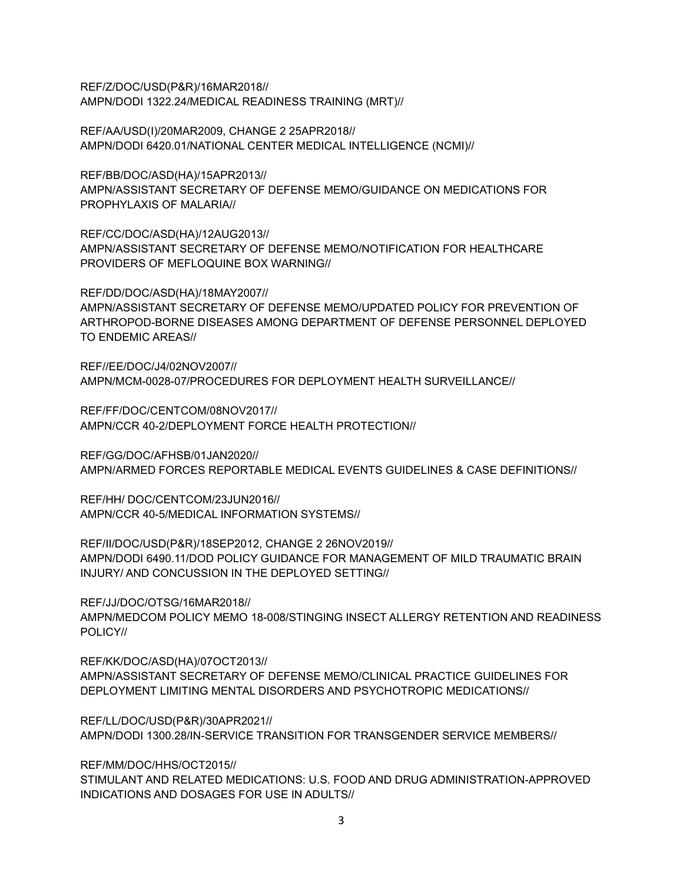REF/Z/DOC/USD(P&R)/16MAR2018//
AMPN/DODI 1322.24/MEDICAL READINESS TRAINING (MRT)//

REF/AA/USD(I)/20MAR2009, CHANGE 2 25APR2018//
AMPN/DODI 6420.01/NATIONAL CENTER MEDICAL INTELLIGENCE (NCMI)//

REF/BB/DOC/ASD(HA)/15APR2013//
AMPN/ASSISTANT SECRETARY OF DEFENSE MEMO/GUIDANCE ON MEDICATIONS FOR PROPHYLAXIS OF MALARIA//

REF/CC/DOC/ASD(HA)/12AUG2013//
AMPN/ASSISTANT SECRETARY OF DEFENSE MEMO/NOTIFICATION FOR HEALTHCARE PROVIDERS OF MEFLOQUINE BOX WARNING//

REF/DD/DOC/ASD(HA)/18MAY2007//
AMPN/ASSISTANT SECRETARY OF DEFENSE MEMO/UPDATED POLICY FOR PREVENTION OF ARTHROPOD-BORNE DISEASES AMONG DEPARTMENT OF DEFENSE PERSONNEL DEPLOYED TO ENDEMIC AREAS//

REF//EE/DOC/J4/02NOV2007//
AMPN/MCM-0028-07/PROCEDURES FOR DEPLOYMENT HEALTH SURVEILLANCE//

REF/FF/DOC/CENTCOM/08NOV2017//
AMPN/CCR 40-2/DEPLOYMENT FORCE HEALTH PROTECTION//

REF/GG/DOC/AFHSB/01JAN2020//
AMPN/ARMED FORCES REPORTABLE MEDICAL EVENTS GUIDELINES & CASE DEFINITIONS//

REF/HH/ DOC/CENTCOM/23JUN2016//
AMPN/CCR 40-5/MEDICAL INFORMATION SYSTEMS//

REF/II/DOC/USD(P&R)/18SEP2012, CHANGE 2 26NOV2019//
AMPN/DODI 6490.11/DOD POLICY GUIDANCE FOR MANAGEMENT OF MILD TRAUMATIC BRAIN INJURY/ AND CONCUSSION IN THE DEPLOYED SETTING//

REF/JJ/DOC/OTSG/16MAR2018//
AMPN/MEDCOM POLICY MEMO 18-008/STINGING INSECT ALLERGY RETENTION AND READINESS POLICY//

REF/KK/DOC/ASD(HA)/07OCT2013//
AMPN/ASSISTANT SECRETARY OF DEFENSE MEMO/CLINICAL PRACTICE GUIDELINES FOR DEPLOYMENT LIMITING MENTAL DISORDERS AND PSYCHOTROPIC MEDICATIONS//

REF/LL/DOC/USD(P&R)/30APR2021//
AMPN/DODI 1300.28/IN-SERVICE TRANSITION FOR TRANSGENDER SERVICE MEMBERS//

REF/MM/DOC/HHS/OCT2015//
STIMULANT AND RELATED MEDICATIONS: U.S. FOOD AND DRUG ADMINISTRATION-APPROVED INDICATIONS AND DOSAGES FOR USE IN ADULTS//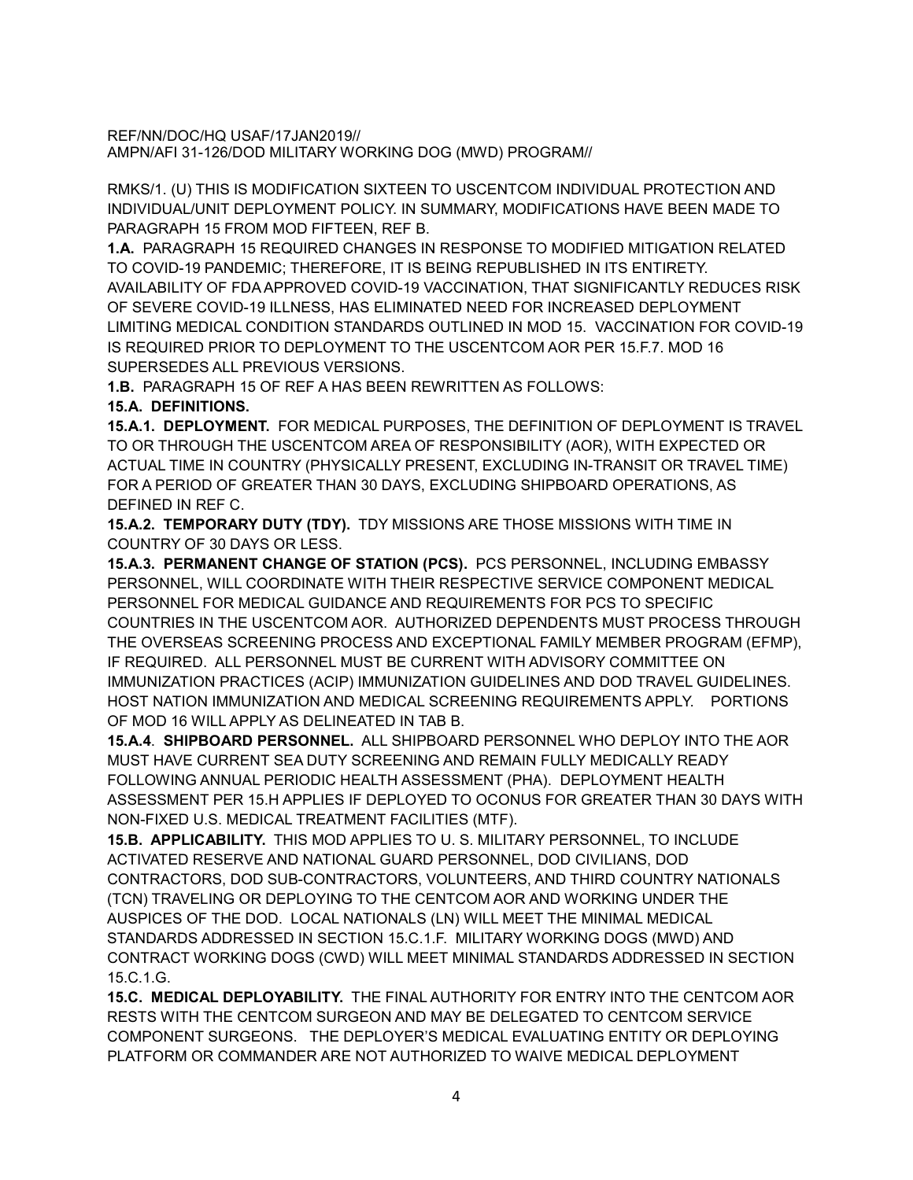REF/NN/DOC/HQ USAF/17JAN2019//
AMPN/AFI 31-126/DOD MILITARY WORKING DOG (MWD) PROGRAM//

RMKS/1. (U) THIS IS MODIFICATION SIXTEEN TO USCENTCOM INDIVIDUAL PROTECTION AND INDIVIDUAL/UNIT DEPLOYMENT POLICY. IN SUMMARY, MODIFICATIONS HAVE BEEN MADE TO PARAGRAPH 15 FROM MOD FIFTEEN, REF B.

**1.A.** PARAGRAPH 15 REQUIRED CHANGES IN RESPONSE TO MODIFIED MITIGATION RELATED TO COVID-19 PANDEMIC; THEREFORE, IT IS BEING REPUBLISHED IN ITS ENTIRETY. AVAILABILITY OF FDA APPROVED COVID-19 VACCINATION, THAT SIGNIFICANTLY REDUCES RISK OF SEVERE COVID-19 ILLNESS, HAS ELIMINATED NEED FOR INCREASED DEPLOYMENT LIMITING MEDICAL CONDITION STANDARDS OUTLINED IN MOD 15. VACCINATION FOR COVID-19 IS REQUIRED PRIOR TO DEPLOYMENT TO THE USCENTCOM AOR PER 15.F.7. MOD 16 SUPERSEDES ALL PREVIOUS VERSIONS.

**1.B.** PARAGRAPH 15 OF REF A HAS BEEN REWRITTEN AS FOLLOWS:

**15.A. DEFINITIONS.**

**15.A.1. DEPLOYMENT.** FOR MEDICAL PURPOSES, THE DEFINITION OF DEPLOYMENT IS TRAVEL TO OR THROUGH THE USCENTCOM AREA OF RESPONSIBILITY (AOR), WITH EXPECTED OR ACTUAL TIME IN COUNTRY (PHYSICALLY PRESENT, EXCLUDING IN-TRANSIT OR TRAVEL TIME) FOR A PERIOD OF GREATER THAN 30 DAYS, EXCLUDING SHIPBOARD OPERATIONS, AS DEFINED IN REF C.

**15.A.2. TEMPORARY DUTY (TDY).** TDY MISSIONS ARE THOSE MISSIONS WITH TIME IN COUNTRY OF 30 DAYS OR LESS.

**15.A.3. PERMANENT CHANGE OF STATION (PCS).** PCS PERSONNEL, INCLUDING EMBASSY PERSONNEL, WILL COORDINATE WITH THEIR RESPECTIVE SERVICE COMPONENT MEDICAL PERSONNEL FOR MEDICAL GUIDANCE AND REQUIREMENTS FOR PCS TO SPECIFIC COUNTRIES IN THE USCENTCOM AOR. AUTHORIZED DEPENDENTS MUST PROCESS THROUGH THE OVERSEAS SCREENING PROCESS AND EXCEPTIONAL FAMILY MEMBER PROGRAM (EFMP), IF REQUIRED. ALL PERSONNEL MUST BE CURRENT WITH ADVISORY COMMITTEE ON IMMUNIZATION PRACTICES (ACIP) IMMUNIZATION GUIDELINES AND DOD TRAVEL GUIDELINES. HOST NATION IMMUNIZATION AND MEDICAL SCREENING REQUIREMENTS APPLY. PORTIONS OF MOD 16 WILL APPLY AS DELINEATED IN TAB B.

**15.A.4. SHIPBOARD PERSONNEL.** ALL SHIPBOARD PERSONNEL WHO DEPLOY INTO THE AOR MUST HAVE CURRENT SEA DUTY SCREENING AND REMAIN FULLY MEDICALLY READY FOLLOWING ANNUAL PERIODIC HEALTH ASSESSMENT (PHA). DEPLOYMENT HEALTH ASSESSMENT PER 15.H APPLIES IF DEPLOYED TO OCONUS FOR GREATER THAN 30 DAYS WITH NON-FIXED U.S. MEDICAL TREATMENT FACILITIES (MTF).

**15.B. APPLICABILITY.** THIS MOD APPLIES TO U. S. MILITARY PERSONNEL, TO INCLUDE ACTIVATED RESERVE AND NATIONAL GUARD PERSONNEL, DOD CIVILIANS, DOD CONTRACTORS, DOD SUB-CONTRACTORS, VOLUNTEERS, AND THIRD COUNTRY NATIONALS (TCN) TRAVELING OR DEPLOYING TO THE CENTCOM AOR AND WORKING UNDER THE AUSPICES OF THE DOD. LOCAL NATIONALS (LN) WILL MEET THE MINIMAL MEDICAL STANDARDS ADDRESSED IN SECTION 15.C.1.F. MILITARY WORKING DOGS (MWD) AND CONTRACT WORKING DOGS (CWD) WILL MEET MINIMAL STANDARDS ADDRESSED IN SECTION 15.C.1.G.

**15.C. MEDICAL DEPLOYABILITY.** THE FINAL AUTHORITY FOR ENTRY INTO THE CENTCOM AOR RESTS WITH THE CENTCOM SURGEON AND MAY BE DELEGATED TO CENTCOM SERVICE COMPONENT SURGEONS. THE DEPLOYER'S MEDICAL EVALUATING ENTITY OR DEPLOYING PLATFORM OR COMMANDER ARE NOT AUTHORIZED TO WAIVE MEDICAL DEPLOYMENT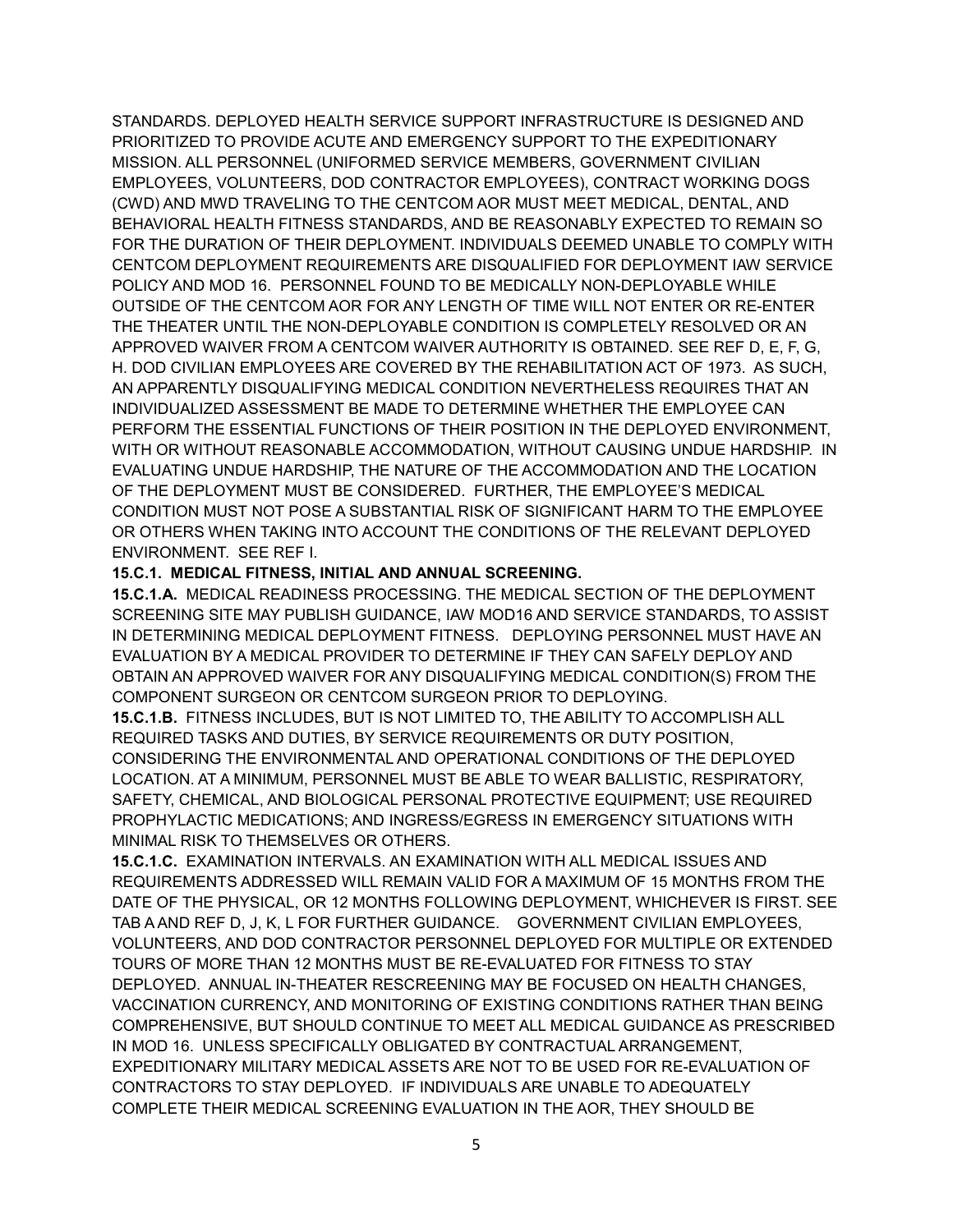STANDARDS. DEPLOYED HEALTH SERVICE SUPPORT INFRASTRUCTURE IS DESIGNED AND PRIORITIZED TO PROVIDE ACUTE AND EMERGENCY SUPPORT TO THE EXPEDITIONARY MISSION. ALL PERSONNEL (UNIFORMED SERVICE MEMBERS, GOVERNMENT CIVILIAN EMPLOYEES, VOLUNTEERS, DOD CONTRACTOR EMPLOYEES), CONTRACT WORKING DOGS (CWD) AND MWD TRAVELING TO THE CENTCOM AOR MUST MEET MEDICAL, DENTAL, AND BEHAVIORAL HEALTH FITNESS STANDARDS, AND BE REASONABLY EXPECTED TO REMAIN SO FOR THE DURATION OF THEIR DEPLOYMENT. INDIVIDUALS DEEMED UNABLE TO COMPLY WITH CENTCOM DEPLOYMENT REQUIREMENTS ARE DISQUALIFIED FOR DEPLOYMENT IAW SERVICE POLICY AND MOD 16. PERSONNEL FOUND TO BE MEDICALLY NON-DEPLOYABLE WHILE OUTSIDE OF THE CENTCOM AOR FOR ANY LENGTH OF TIME WILL NOT ENTER OR RE-ENTER THE THEATER UNTIL THE NON-DEPLOYABLE CONDITION IS COMPLETELY RESOLVED OR AN APPROVED WAIVER FROM A CENTCOM WAIVER AUTHORITY IS OBTAINED. SEE REF D, E, F, G, H. DOD CIVILIAN EMPLOYEES ARE COVERED BY THE REHABILITATION ACT OF 1973. AS SUCH, AN APPARENTLY DISQUALIFYING MEDICAL CONDITION NEVERTHELESS REQUIRES THAT AN INDIVIDUALIZED ASSESSMENT BE MADE TO DETERMINE WHETHER THE EMPLOYEE CAN PERFORM THE ESSENTIAL FUNCTIONS OF THEIR POSITION IN THE DEPLOYED ENVIRONMENT, WITH OR WITHOUT REASONABLE ACCOMMODATION, WITHOUT CAUSING UNDUE HARDSHIP. IN EVALUATING UNDUE HARDSHIP, THE NATURE OF THE ACCOMMODATION AND THE LOCATION OF THE DEPLOYMENT MUST BE CONSIDERED. FURTHER, THE EMPLOYEE'S MEDICAL CONDITION MUST NOT POSE A SUBSTANTIAL RISK OF SIGNIFICANT HARM TO THE EMPLOYEE OR OTHERS WHEN TAKING INTO ACCOUNT THE CONDITIONS OF THE RELEVANT DEPLOYED ENVIRONMENT. SEE REF I.

**15.C.1. MEDICAL FITNESS, INITIAL AND ANNUAL SCREENING.**

**15.C.1.A.** MEDICAL READINESS PROCESSING. THE MEDICAL SECTION OF THE DEPLOYMENT SCREENING SITE MAY PUBLISH GUIDANCE, IAW MOD16 AND SERVICE STANDARDS, TO ASSIST IN DETERMINING MEDICAL DEPLOYMENT FITNESS. DEPLOYING PERSONNEL MUST HAVE AN EVALUATION BY A MEDICAL PROVIDER TO DETERMINE IF THEY CAN SAFELY DEPLOY AND OBTAIN AN APPROVED WAIVER FOR ANY DISQUALIFYING MEDICAL CONDITION(S) FROM THE COMPONENT SURGEON OR CENTCOM SURGEON PRIOR TO DEPLOYING.

**15.C.1.B.** FITNESS INCLUDES, BUT IS NOT LIMITED TO, THE ABILITY TO ACCOMPLISH ALL REQUIRED TASKS AND DUTIES, BY SERVICE REQUIREMENTS OR DUTY POSITION, CONSIDERING THE ENVIRONMENTAL AND OPERATIONAL CONDITIONS OF THE DEPLOYED LOCATION. AT A MINIMUM, PERSONNEL MUST BE ABLE TO WEAR BALLISTIC, RESPIRATORY, SAFETY, CHEMICAL, AND BIOLOGICAL PERSONAL PROTECTIVE EQUIPMENT; USE REQUIRED PROPHYLACTIC MEDICATIONS; AND INGRESS/EGRESS IN EMERGENCY SITUATIONS WITH MINIMAL RISK TO THEMSELVES OR OTHERS.

**15.C.1.C.** EXAMINATION INTERVALS. AN EXAMINATION WITH ALL MEDICAL ISSUES AND REQUIREMENTS ADDRESSED WILL REMAIN VALID FOR A MAXIMUM OF 15 MONTHS FROM THE DATE OF THE PHYSICAL, OR 12 MONTHS FOLLOWING DEPLOYMENT, WHICHEVER IS FIRST. SEE TAB A AND REF D, J, K, L FOR FURTHER GUIDANCE. GOVERNMENT CIVILIAN EMPLOYEES, VOLUNTEERS, AND DOD CONTRACTOR PERSONNEL DEPLOYED FOR MULTIPLE OR EXTENDED TOURS OF MORE THAN 12 MONTHS MUST BE RE-EVALUATED FOR FITNESS TO STAY DEPLOYED. ANNUAL IN-THEATER RESCREENING MAY BE FOCUSED ON HEALTH CHANGES, VACCINATION CURRENCY, AND MONITORING OF EXISTING CONDITIONS RATHER THAN BEING COMPREHENSIVE, BUT SHOULD CONTINUE TO MEET ALL MEDICAL GUIDANCE AS PRESCRIBED IN MOD 16. UNLESS SPECIFICALLY OBLIGATED BY CONTRACTUAL ARRANGEMENT, EXPEDITIONARY MILITARY MEDICAL ASSETS ARE NOT TO BE USED FOR RE-EVALUATION OF CONTRACTORS TO STAY DEPLOYED. IF INDIVIDUALS ARE UNABLE TO ADEQUATELY COMPLETE THEIR MEDICAL SCREENING EVALUATION IN THE AOR, THEY SHOULD BE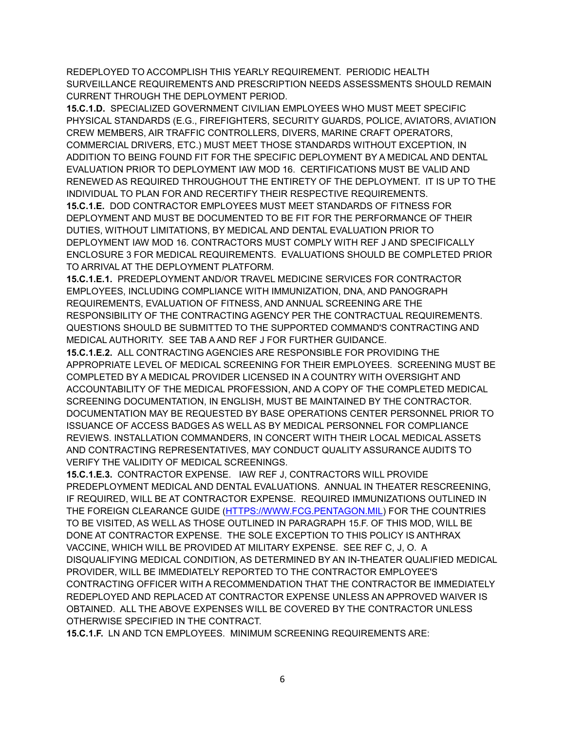REDEPLOYED TO ACCOMPLISH THIS YEARLY REQUIREMENT. PERIODIC HEALTH SURVEILLANCE REQUIREMENTS AND PRESCRIPTION NEEDS ASSESSMENTS SHOULD REMAIN CURRENT THROUGH THE DEPLOYMENT PERIOD.

**15.C.1.D.** SPECIALIZED GOVERNMENT CIVILIAN EMPLOYEES WHO MUST MEET SPECIFIC PHYSICAL STANDARDS (E.G., FIREFIGHTERS, SECURITY GUARDS, POLICE, AVIATORS, AVIATION CREW MEMBERS, AIR TRAFFIC CONTROLLERS, DIVERS, MARINE CRAFT OPERATORS, COMMERCIAL DRIVERS, ETC.) MUST MEET THOSE STANDARDS WITHOUT EXCEPTION, IN ADDITION TO BEING FOUND FIT FOR THE SPECIFIC DEPLOYMENT BY A MEDICAL AND DENTAL EVALUATION PRIOR TO DEPLOYMENT IAW MOD 16. CERTIFICATIONS MUST BE VALID AND RENEWED AS REQUIRED THROUGHOUT THE ENTIRETY OF THE DEPLOYMENT. IT IS UP TO THE INDIVIDUAL TO PLAN FOR AND RECERTIFY THEIR RESPECTIVE REQUIREMENTS.

**15.C.1.E.** DOD CONTRACTOR EMPLOYEES MUST MEET STANDARDS OF FITNESS FOR DEPLOYMENT AND MUST BE DOCUMENTED TO BE FIT FOR THE PERFORMANCE OF THEIR DUTIES, WITHOUT LIMITATIONS, BY MEDICAL AND DENTAL EVALUATION PRIOR TO DEPLOYMENT IAW MOD 16. CONTRACTORS MUST COMPLY WITH REF J AND SPECIFICALLY ENCLOSURE 3 FOR MEDICAL REQUIREMENTS. EVALUATIONS SHOULD BE COMPLETED PRIOR TO ARRIVAL AT THE DEPLOYMENT PLATFORM.

**15.C.1.E.1.** PREDEPLOYMENT AND/OR TRAVEL MEDICINE SERVICES FOR CONTRACTOR EMPLOYEES, INCLUDING COMPLIANCE WITH IMMUNIZATION, DNA, AND PANOGRAPH REQUIREMENTS, EVALUATION OF FITNESS, AND ANNUAL SCREENING ARE THE RESPONSIBILITY OF THE CONTRACTING AGENCY PER THE CONTRACTUAL REQUIREMENTS. QUESTIONS SHOULD BE SUBMITTED TO THE SUPPORTED COMMAND'S CONTRACTING AND MEDICAL AUTHORITY. SEE TAB A AND REF J FOR FURTHER GUIDANCE.

**15.C.1.E.2.** ALL CONTRACTING AGENCIES ARE RESPONSIBLE FOR PROVIDING THE APPROPRIATE LEVEL OF MEDICAL SCREENING FOR THEIR EMPLOYEES. SCREENING MUST BE COMPLETED BY A MEDICAL PROVIDER LICENSED IN A COUNTRY WITH OVERSIGHT AND ACCOUNTABILITY OF THE MEDICAL PROFESSION, AND A COPY OF THE COMPLETED MEDICAL SCREENING DOCUMENTATION, IN ENGLISH, MUST BE MAINTAINED BY THE CONTRACTOR. DOCUMENTATION MAY BE REQUESTED BY BASE OPERATIONS CENTER PERSONNEL PRIOR TO ISSUANCE OF ACCESS BADGES AS WELL AS BY MEDICAL PERSONNEL FOR COMPLIANCE REVIEWS. INSTALLATION COMMANDERS, IN CONCERT WITH THEIR LOCAL MEDICAL ASSETS AND CONTRACTING REPRESENTATIVES, MAY CONDUCT QUALITY ASSURANCE AUDITS TO VERIFY THE VALIDITY OF MEDICAL SCREENINGS.

**15.C.1.E.3.** CONTRACTOR EXPENSE. IAW REF J, CONTRACTORS WILL PROVIDE PREDEPLOYMENT MEDICAL AND DENTAL EVALUATIONS. ANNUAL IN THEATER RESCREENING, IF REQUIRED, WILL BE AT CONTRACTOR EXPENSE. REQUIRED IMMUNIZATIONS OUTLINED IN THE FOREIGN CLEARANCE GUIDE ([HTTPS://WWW.FCG.PENTAGON.MIL](HTTPS://WWW.FCG.PENTAGON.MIL)) FOR THE COUNTRIES TO BE VISITED, AS WELL AS THOSE OUTLINED IN PARAGRAPH 15.F. OF THIS MOD, WILL BE DONE AT CONTRACTOR EXPENSE. THE SOLE EXCEPTION TO THIS POLICY IS ANTHRAX VACCINE, WHICH WILL BE PROVIDED AT MILITARY EXPENSE. SEE REF C, J, O. A DISQUALIFYING MEDICAL CONDITION, AS DETERMINED BY AN IN-THEATER QUALIFIED MEDICAL PROVIDER, WILL BE IMMEDIATELY REPORTED TO THE CONTRACTOR EMPLOYEE'S CONTRACTING OFFICER WITH A RECOMMENDATION THAT THE CONTRACTOR BE IMMEDIATELY REDEPLOYED AND REPLACED AT CONTRACTOR EXPENSE UNLESS AN APPROVED WAIVER IS OBTAINED. ALL THE ABOVE EXPENSES WILL BE COVERED BY THE CONTRACTOR UNLESS OTHERWISE SPECIFIED IN THE CONTRACT.

**15.C.1.F.** LN AND TCN EMPLOYEES. MINIMUM SCREENING REQUIREMENTS ARE: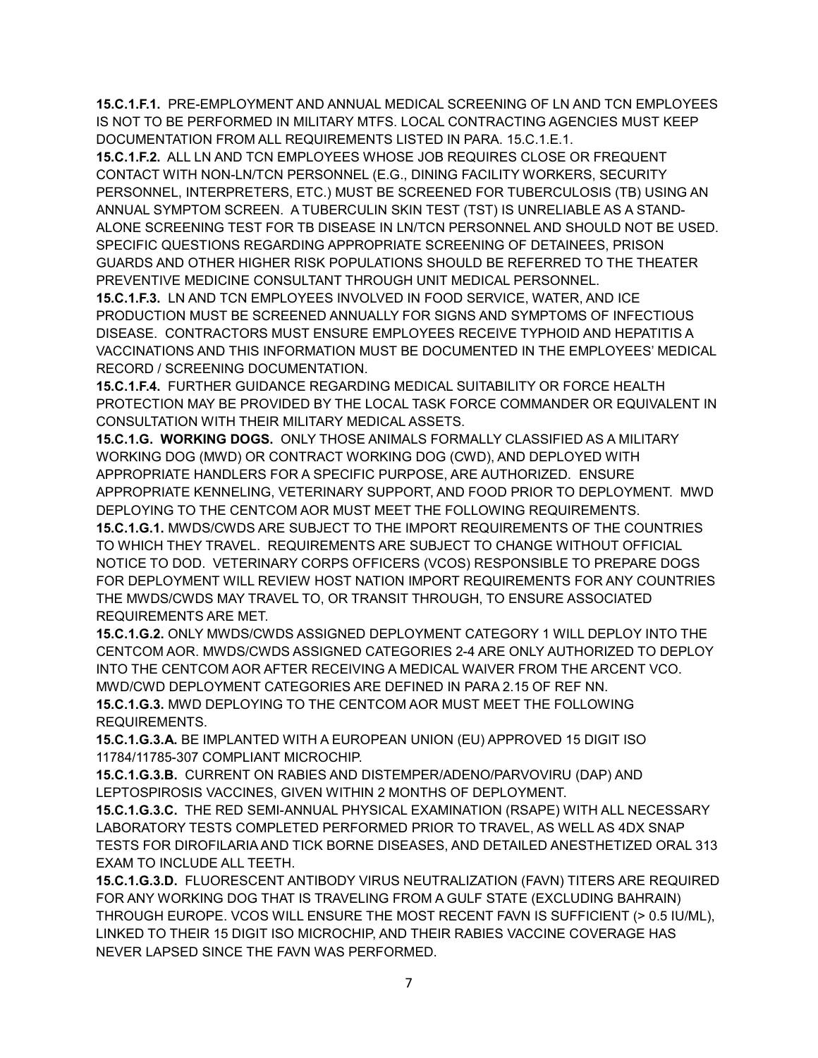**15.C.1.F.1.** PRE-EMPLOYMENT AND ANNUAL MEDICAL SCREENING OF LN AND TCN EMPLOYEES IS NOT TO BE PERFORMED IN MILITARY MTFS. LOCAL CONTRACTING AGENCIES MUST KEEP DOCUMENTATION FROM ALL REQUIREMENTS LISTED IN PARA. 15.C.1.E.1.

**15.C.1.F.2.** ALL LN AND TCN EMPLOYEES WHOSE JOB REQUIRES CLOSE OR FREQUENT CONTACT WITH NON-LN/TCN PERSONNEL (E.G., DINING FACILITY WORKERS, SECURITY PERSONNEL, INTERPRETERS, ETC.) MUST BE SCREENED FOR TUBERCULOSIS (TB) USING AN ANNUAL SYMPTOM SCREEN. A TUBERCULIN SKIN TEST (TST) IS UNRELIABLE AS A STAND-ALONE SCREENING TEST FOR TB DISEASE IN LN/TCN PERSONNEL AND SHOULD NOT BE USED. SPECIFIC QUESTIONS REGARDING APPROPRIATE SCREENING OF DETAINEES, PRISON GUARDS AND OTHER HIGHER RISK POPULATIONS SHOULD BE REFERRED TO THE THEATER PREVENTIVE MEDICINE CONSULTANT THROUGH UNIT MEDICAL PERSONNEL.

**15.C.1.F.3.** LN AND TCN EMPLOYEES INVOLVED IN FOOD SERVICE, WATER, AND ICE PRODUCTION MUST BE SCREENED ANNUALLY FOR SIGNS AND SYMPTOMS OF INFECTIOUS DISEASE. CONTRACTORS MUST ENSURE EMPLOYEES RECEIVE TYPHOID AND HEPATITIS A VACCINATIONS AND THIS INFORMATION MUST BE DOCUMENTED IN THE EMPLOYEES' MEDICAL RECORD / SCREENING DOCUMENTATION.

**15.C.1.F.4.** FURTHER GUIDANCE REGARDING MEDICAL SUITABILITY OR FORCE HEALTH PROTECTION MAY BE PROVIDED BY THE LOCAL TASK FORCE COMMANDER OR EQUIVALENT IN CONSULTATION WITH THEIR MILITARY MEDICAL ASSETS.

**15.C.1.G. WORKING DOGS.** ONLY THOSE ANIMALS FORMALLY CLASSIFIED AS A MILITARY WORKING DOG (MWD) OR CONTRACT WORKING DOG (CWD), AND DEPLOYED WITH APPROPRIATE HANDLERS FOR A SPECIFIC PURPOSE, ARE AUTHORIZED. ENSURE APPROPRIATE KENNELING, VETERINARY SUPPORT, AND FOOD PRIOR TO DEPLOYMENT. MWD DEPLOYING TO THE CENTCOM AOR MUST MEET THE FOLLOWING REQUIREMENTS.

**15.C.1.G.1.** MWDS/CWDS ARE SUBJECT TO THE IMPORT REQUIREMENTS OF THE COUNTRIES TO WHICH THEY TRAVEL. REQUIREMENTS ARE SUBJECT TO CHANGE WITHOUT OFFICIAL NOTICE TO DOD. VETERINARY CORPS OFFICERS (VCOS) RESPONSIBLE TO PREPARE DOGS FOR DEPLOYMENT WILL REVIEW HOST NATION IMPORT REQUIREMENTS FOR ANY COUNTRIES THE MWDS/CWDS MAY TRAVEL TO, OR TRANSIT THROUGH, TO ENSURE ASSOCIATED REQUIREMENTS ARE MET.

**15.C.1.G.2.** ONLY MWDS/CWDS ASSIGNED DEPLOYMENT CATEGORY 1 WILL DEPLOY INTO THE CENTCOM AOR. MWDS/CWDS ASSIGNED CATEGORIES 2-4 ARE ONLY AUTHORIZED TO DEPLOY INTO THE CENTCOM AOR AFTER RECEIVING A MEDICAL WAIVER FROM THE ARCENT VCO. MWD/CWD DEPLOYMENT CATEGORIES ARE DEFINED IN PARA 2.15 OF REF NN.

**15.C.1.G.3.** MWD DEPLOYING TO THE CENTCOM AOR MUST MEET THE FOLLOWING REQUIREMENTS.

**15.C.1.G.3.A.** BE IMPLANTED WITH A EUROPEAN UNION (EU) APPROVED 15 DIGIT ISO 11784/11785-307 COMPLIANT MICROCHIP.

**15.C.1.G.3.B.** CURRENT ON RABIES AND DISTEMPER/ADENO/PARVOVIRU (DAP) AND LEPTOSPIROSIS VACCINES, GIVEN WITHIN 2 MONTHS OF DEPLOYMENT.

**15.C.1.G.3.C.** THE RED SEMI-ANNUAL PHYSICAL EXAMINATION (RSAPE) WITH ALL NECESSARY LABORATORY TESTS COMPLETED PERFORMED PRIOR TO TRAVEL, AS WELL AS 4DX SNAP TESTS FOR DIROFILARIA AND TICK BORNE DISEASES, AND DETAILED ANESTHETIZED ORAL 313 EXAM TO INCLUDE ALL TEETH.

**15.C.1.G.3.D.** FLUORESCENT ANTIBODY VIRUS NEUTRALIZATION (FAVN) TITERS ARE REQUIRED FOR ANY WORKING DOG THAT IS TRAVELING FROM A GULF STATE (EXCLUDING BAHRAIN) THROUGH EUROPE. VCOS WILL ENSURE THE MOST RECENT FAVN IS SUFFICIENT (> 0.5 IU/ML), LINKED TO THEIR 15 DIGIT ISO MICROCHIP, AND THEIR RABIES VACCINE COVERAGE HAS NEVER LAPSED SINCE THE FAVN WAS PERFORMED.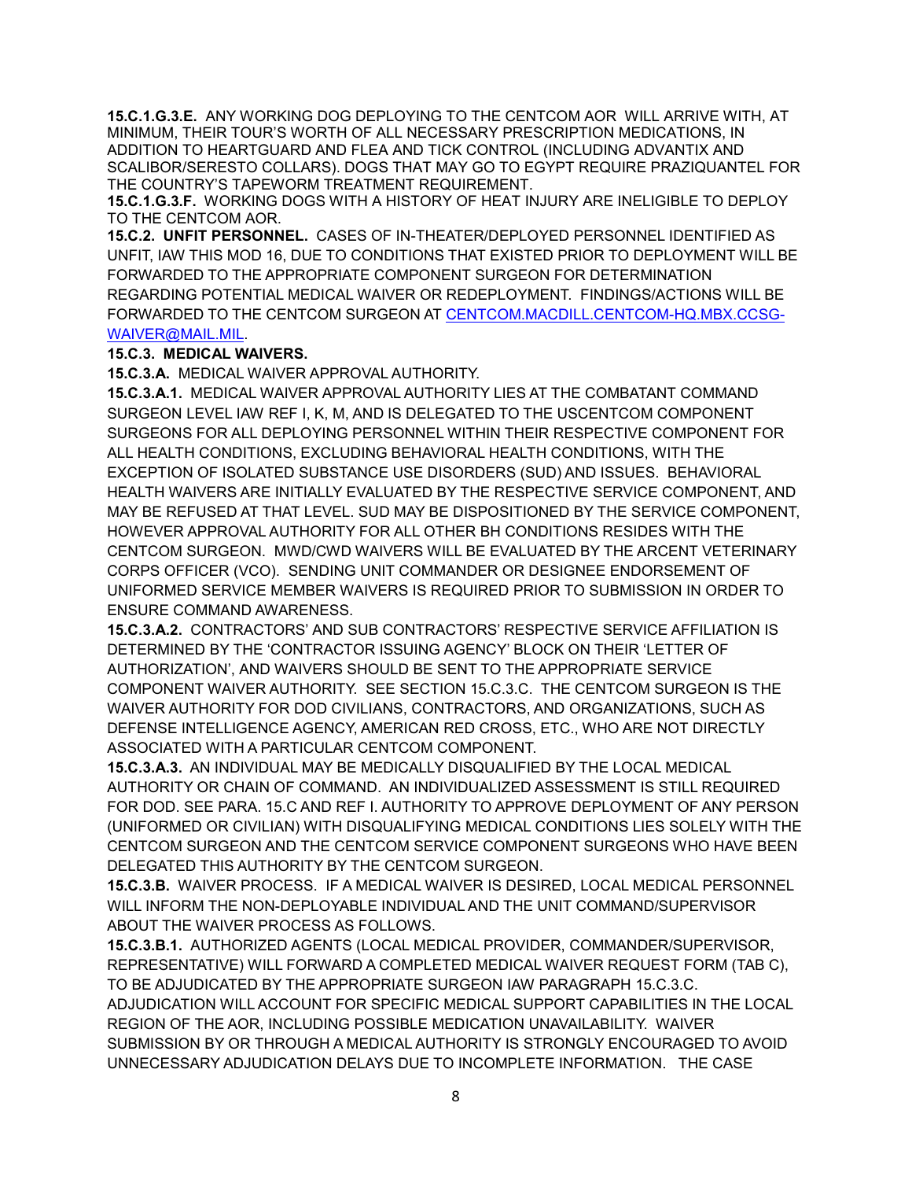**15.C.1.G.3.E.** ANY WORKING DOG DEPLOYING TO THE CENTCOM AOR WILL ARRIVE WITH, AT MINIMUM, THEIR TOUR'S WORTH OF ALL NECESSARY PRESCRIPTION MEDICATIONS, IN ADDITION TO HEARTGUARD AND FLEA AND TICK CONTROL (INCLUDING ADVANTIX AND SCALIBOR/SERESTO COLLARS). DOGS THAT MAY GO TO EGYPT REQUIRE PRAZIQUANTEL FOR THE COUNTRY'S TAPEWORM TREATMENT REQUIREMENT.

**15.C.1.G.3.F.** WORKING DOGS WITH A HISTORY OF HEAT INJURY ARE INELIGIBLE TO DEPLOY TO THE CENTCOM AOR.

**15.C.2. UNFIT PERSONNEL.** CASES OF IN-THEATER/DEPLOYED PERSONNEL IDENTIFIED AS UNFIT, IAW THIS MOD 16, DUE TO CONDITIONS THAT EXISTED PRIOR TO DEPLOYMENT WILL BE FORWARDED TO THE APPROPRIATE COMPONENT SURGEON FOR DETERMINATION REGARDING POTENTIAL MEDICAL WAIVER OR REDEPLOYMENT. FINDINGS/ACTIONS WILL BE FORWARDED TO THE CENTCOM SURGEON AT CENTCOM.MACDILL.CENTCOM-HQ.MBX.CCSG-WAIVER@MAIL.MIL.

**15.C.3. MEDICAL WAIVERS.**

**15.C.3.A.** MEDICAL WAIVER APPROVAL AUTHORITY.

**15.C.3.A.1.** MEDICAL WAIVER APPROVAL AUTHORITY LIES AT THE COMBATANT COMMAND SURGEON LEVEL IAW REF I, K, M, AND IS DELEGATED TO THE USCENTCOM COMPONENT SURGEONS FOR ALL DEPLOYING PERSONNEL WITHIN THEIR RESPECTIVE COMPONENT FOR ALL HEALTH CONDITIONS, EXCLUDING BEHAVIORAL HEALTH CONDITIONS, WITH THE EXCEPTION OF ISOLATED SUBSTANCE USE DISORDERS (SUD) AND ISSUES. BEHAVIORAL HEALTH WAIVERS ARE INITIALLY EVALUATED BY THE RESPECTIVE SERVICE COMPONENT, AND MAY BE REFUSED AT THAT LEVEL. SUD MAY BE DISPOSITIONED BY THE SERVICE COMPONENT, HOWEVER APPROVAL AUTHORITY FOR ALL OTHER BH CONDITIONS RESIDES WITH THE CENTCOM SURGEON. MWD/CWD WAIVERS WILL BE EVALUATED BY THE ARCENT VETERINARY CORPS OFFICER (VCO). SENDING UNIT COMMANDER OR DESIGNEE ENDORSEMENT OF UNIFORMED SERVICE MEMBER WAIVERS IS REQUIRED PRIOR TO SUBMISSION IN ORDER TO ENSURE COMMAND AWARENESS.

**15.C.3.A.2.** CONTRACTORS' AND SUB CONTRACTORS' RESPECTIVE SERVICE AFFILIATION IS DETERMINED BY THE 'CONTRACTOR ISSUING AGENCY' BLOCK ON THEIR 'LETTER OF AUTHORIZATION', AND WAIVERS SHOULD BE SENT TO THE APPROPRIATE SERVICE COMPONENT WAIVER AUTHORITY. SEE SECTION 15.C.3.C. THE CENTCOM SURGEON IS THE WAIVER AUTHORITY FOR DOD CIVILIANS, CONTRACTORS, AND ORGANIZATIONS, SUCH AS DEFENSE INTELLIGENCE AGENCY, AMERICAN RED CROSS, ETC., WHO ARE NOT DIRECTLY ASSOCIATED WITH A PARTICULAR CENTCOM COMPONENT.

**15.C.3.A.3.** AN INDIVIDUAL MAY BE MEDICALLY DISQUALIFIED BY THE LOCAL MEDICAL AUTHORITY OR CHAIN OF COMMAND. AN INDIVIDUALIZED ASSESSMENT IS STILL REQUIRED FOR DOD. SEE PARA. 15.C AND REF I. AUTHORITY TO APPROVE DEPLOYMENT OF ANY PERSON (UNIFORMED OR CIVILIAN) WITH DISQUALIFYING MEDICAL CONDITIONS LIES SOLELY WITH THE CENTCOM SURGEON AND THE CENTCOM SERVICE COMPONENT SURGEONS WHO HAVE BEEN DELEGATED THIS AUTHORITY BY THE CENTCOM SURGEON.

**15.C.3.B.** WAIVER PROCESS. IF A MEDICAL WAIVER IS DESIRED, LOCAL MEDICAL PERSONNEL WILL INFORM THE NON-DEPLOYABLE INDIVIDUAL AND THE UNIT COMMAND/SUPERVISOR ABOUT THE WAIVER PROCESS AS FOLLOWS.

**15.C.3.B.1.** AUTHORIZED AGENTS (LOCAL MEDICAL PROVIDER, COMMANDER/SUPERVISOR, REPRESENTATIVE) WILL FORWARD A COMPLETED MEDICAL WAIVER REQUEST FORM (TAB C), TO BE ADJUDICATED BY THE APPROPRIATE SURGEON IAW PARAGRAPH 15.C.3.C. ADJUDICATION WILL ACCOUNT FOR SPECIFIC MEDICAL SUPPORT CAPABILITIES IN THE LOCAL REGION OF THE AOR, INCLUDING POSSIBLE MEDICATION UNAVAILABILITY. WAIVER SUBMISSION BY OR THROUGH A MEDICAL AUTHORITY IS STRONGLY ENCOURAGED TO AVOID UNNECESSARY ADJUDICATION DELAYS DUE TO INCOMPLETE INFORMATION. THE CASE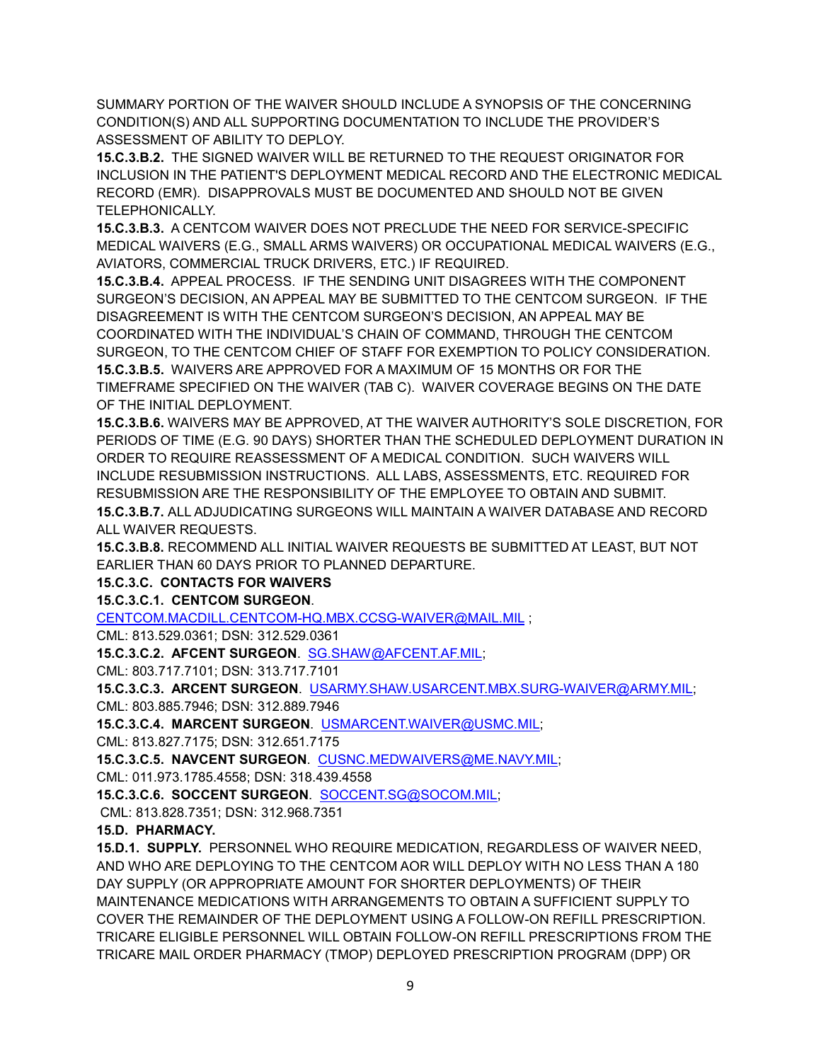SUMMARY PORTION OF THE WAIVER SHOULD INCLUDE A SYNOPSIS OF THE CONCERNING CONDITION(S) AND ALL SUPPORTING DOCUMENTATION TO INCLUDE THE PROVIDER'S ASSESSMENT OF ABILITY TO DEPLOY.

**15.C.3.B.2.** THE SIGNED WAIVER WILL BE RETURNED TO THE REQUEST ORIGINATOR FOR INCLUSION IN THE PATIENT'S DEPLOYMENT MEDICAL RECORD AND THE ELECTRONIC MEDICAL RECORD (EMR). DISAPPROVALS MUST BE DOCUMENTED AND SHOULD NOT BE GIVEN TELEPHONICALLY.

**15.C.3.B.3.** A CENTCOM WAIVER DOES NOT PRECLUDE THE NEED FOR SERVICE-SPECIFIC MEDICAL WAIVERS (E.G., SMALL ARMS WAIVERS) OR OCCUPATIONAL MEDICAL WAIVERS (E.G., AVIATORS, COMMERCIAL TRUCK DRIVERS, ETC.) IF REQUIRED.

**15.C.3.B.4.** APPEAL PROCESS. IF THE SENDING UNIT DISAGREES WITH THE COMPONENT SURGEON'S DECISION, AN APPEAL MAY BE SUBMITTED TO THE CENTCOM SURGEON. IF THE DISAGREEMENT IS WITH THE CENTCOM SURGEON'S DECISION, AN APPEAL MAY BE COORDINATED WITH THE INDIVIDUAL'S CHAIN OF COMMAND, THROUGH THE CENTCOM SURGEON, TO THE CENTCOM CHIEF OF STAFF FOR EXEMPTION TO POLICY CONSIDERATION.

**15.C.3.B.5.** WAIVERS ARE APPROVED FOR A MAXIMUM OF 15 MONTHS OR FOR THE TIMEFRAME SPECIFIED ON THE WAIVER (TAB C). WAIVER COVERAGE BEGINS ON THE DATE OF THE INITIAL DEPLOYMENT.

**15.C.3.B.6.** WAIVERS MAY BE APPROVED, AT THE WAIVER AUTHORITY'S SOLE DISCRETION, FOR PERIODS OF TIME (E.G. 90 DAYS) SHORTER THAN THE SCHEDULED DEPLOYMENT DURATION IN ORDER TO REQUIRE REASSESSMENT OF A MEDICAL CONDITION. SUCH WAIVERS WILL INCLUDE RESUBMISSION INSTRUCTIONS. ALL LABS, ASSESSMENTS, ETC. REQUIRED FOR RESUBMISSION ARE THE RESPONSIBILITY OF THE EMPLOYEE TO OBTAIN AND SUBMIT.

**15.C.3.B.7.** ALL ADJUDICATING SURGEONS WILL MAINTAIN A WAIVER DATABASE AND RECORD ALL WAIVER REQUESTS.

**15.C.3.B.8.** RECOMMEND ALL INITIAL WAIVER REQUESTS BE SUBMITTED AT LEAST, BUT NOT EARLIER THAN 60 DAYS PRIOR TO PLANNED DEPARTURE.

**15.C.3.C. CONTACTS FOR WAIVERS**

**15.C.3.C.1. CENTCOM SURGEON**.
CENTCOM.MACDILL.CENTCOM-HQ.MBX.CCSG-WAIVER@MAIL.MIL ;
CML: 813.529.0361; DSN: 312.529.0361

**15.C.3.C.2. AFCENT SURGEON**. SG.SHAW@AFCENT.AF.MIL;
CML: 803.717.7101; DSN: 313.717.7101

**15.C.3.C.3. ARCENT SURGEON**. USARMY.SHAW.USARCENT.MBX.SURG-WAIVER@ARMY.MIL;
CML: 803.885.7946; DSN: 312.889.7946

**15.C.3.C.4. MARCENT SURGEON**. USMARCENT.WAIVER@USMC.MIL;
CML: 813.827.7175; DSN: 312.651.7175

**15.C.3.C.5. NAVCENT SURGEON**. CUSNC.MEDWAIVERS@ME.NAVY.MIL;
CML: 011.973.1785.4558; DSN: 318.439.4558

**15.C.3.C.6. SOCCENT SURGEON**. SOCCENT.SG@SOCOM.MIL;
CML: 813.828.7351; DSN: 312.968.7351

**15.D. PHARMACY.**

**15.D.1. SUPPLY.** PERSONNEL WHO REQUIRE MEDICATION, REGARDLESS OF WAIVER NEED, AND WHO ARE DEPLOYING TO THE CENTCOM AOR WILL DEPLOY WITH NO LESS THAN A 180 DAY SUPPLY (OR APPROPRIATE AMOUNT FOR SHORTER DEPLOYMENTS) OF THEIR MAINTENANCE MEDICATIONS WITH ARRANGEMENTS TO OBTAIN A SUFFICIENT SUPPLY TO COVER THE REMAINDER OF THE DEPLOYMENT USING A FOLLOW-ON REFILL PRESCRIPTION. TRICARE ELIGIBLE PERSONNEL WILL OBTAIN FOLLOW-ON REFILL PRESCRIPTIONS FROM THE TRICARE MAIL ORDER PHARMACY (TMOP) DEPLOYED PRESCRIPTION PROGRAM (DPP) OR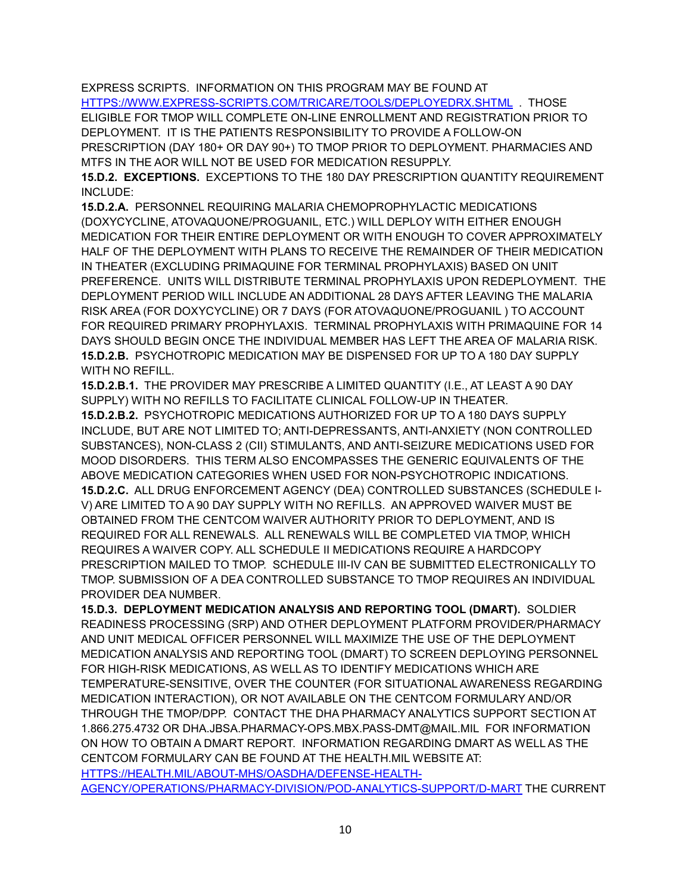EXPRESS SCRIPTS. INFORMATION ON THIS PROGRAM MAY BE FOUND AT HTTPS://WWW.EXPRESS-SCRIPTS.COM/TRICARE/TOOLS/DEPLOYEDRX.SHTML . THOSE ELIGIBLE FOR TMOP WILL COMPLETE ON-LINE ENROLLMENT AND REGISTRATION PRIOR TO DEPLOYMENT. IT IS THE PATIENTS RESPONSIBILITY TO PROVIDE A FOLLOW-ON PRESCRIPTION (DAY 180+ OR DAY 90+) TO TMOP PRIOR TO DEPLOYMENT. PHARMACIES AND MTFS IN THE AOR WILL NOT BE USED FOR MEDICATION RESUPPLY.

**15.D.2. EXCEPTIONS.** EXCEPTIONS TO THE 180 DAY PRESCRIPTION QUANTITY REQUIREMENT INCLUDE:

**15.D.2.A.** PERSONNEL REQUIRING MALARIA CHEMOPROPHYLACTIC MEDICATIONS (DOXYCYCLINE, ATOVAQUONE/PROGUANIL, ETC.) WILL DEPLOY WITH EITHER ENOUGH MEDICATION FOR THEIR ENTIRE DEPLOYMENT OR WITH ENOUGH TO COVER APPROXIMATELY HALF OF THE DEPLOYMENT WITH PLANS TO RECEIVE THE REMAINDER OF THEIR MEDICATION IN THEATER (EXCLUDING PRIMAQUINE FOR TERMINAL PROPHYLAXIS) BASED ON UNIT PREFERENCE. UNITS WILL DISTRIBUTE TERMINAL PROPHYLAXIS UPON REDEPLOYMENT. THE DEPLOYMENT PERIOD WILL INCLUDE AN ADDITIONAL 28 DAYS AFTER LEAVING THE MALARIA RISK AREA (FOR DOXYCYCLINE) OR 7 DAYS (FOR ATOVAQUONE/PROGUANIL ) TO ACCOUNT FOR REQUIRED PRIMARY PROPHYLAXIS. TERMINAL PROPHYLAXIS WITH PRIMAQUINE FOR 14 DAYS SHOULD BEGIN ONCE THE INDIVIDUAL MEMBER HAS LEFT THE AREA OF MALARIA RISK.

**15.D.2.B.** PSYCHOTROPIC MEDICATION MAY BE DISPENSED FOR UP TO A 180 DAY SUPPLY WITH NO REFILL.

**15.D.2.B.1.** THE PROVIDER MAY PRESCRIBE A LIMITED QUANTITY (I.E., AT LEAST A 90 DAY SUPPLY) WITH NO REFILLS TO FACILITATE CLINICAL FOLLOW-UP IN THEATER.

**15.D.2.B.2.** PSYCHOTROPIC MEDICATIONS AUTHORIZED FOR UP TO A 180 DAYS SUPPLY INCLUDE, BUT ARE NOT LIMITED TO; ANTI-DEPRESSANTS, ANTI-ANXIETY (NON CONTROLLED SUBSTANCES), NON-CLASS 2 (CII) STIMULANTS, AND ANTI-SEIZURE MEDICATIONS USED FOR MOOD DISORDERS. THIS TERM ALSO ENCOMPASSES THE GENERIC EQUIVALENTS OF THE ABOVE MEDICATION CATEGORIES WHEN USED FOR NON-PSYCHOTROPIC INDICATIONS.

**15.D.2.C.** ALL DRUG ENFORCEMENT AGENCY (DEA) CONTROLLED SUBSTANCES (SCHEDULE I-V) ARE LIMITED TO A 90 DAY SUPPLY WITH NO REFILLS. AN APPROVED WAIVER MUST BE OBTAINED FROM THE CENTCOM WAIVER AUTHORITY PRIOR TO DEPLOYMENT, AND IS REQUIRED FOR ALL RENEWALS. ALL RENEWALS WILL BE COMPLETED VIA TMOP, WHICH REQUIRES A WAIVER COPY. ALL SCHEDULE II MEDICATIONS REQUIRE A HARDCOPY PRESCRIPTION MAILED TO TMOP. SCHEDULE III-IV CAN BE SUBMITTED ELECTRONICALLY TO TMOP. SUBMISSION OF A DEA CONTROLLED SUBSTANCE TO TMOP REQUIRES AN INDIVIDUAL PROVIDER DEA NUMBER.

**15.D.3. DEPLOYMENT MEDICATION ANALYSIS AND REPORTING TOOL (DMART).** SOLDIER READINESS PROCESSING (SRP) AND OTHER DEPLOYMENT PLATFORM PROVIDER/PHARMACY AND UNIT MEDICAL OFFICER PERSONNEL WILL MAXIMIZE THE USE OF THE DEPLOYMENT MEDICATION ANALYSIS AND REPORTING TOOL (DMART) TO SCREEN DEPLOYING PERSONNEL FOR HIGH-RISK MEDICATIONS, AS WELL AS TO IDENTIFY MEDICATIONS WHICH ARE TEMPERATURE-SENSITIVE, OVER THE COUNTER (FOR SITUATIONAL AWARENESS REGARDING MEDICATION INTERACTION), OR NOT AVAILABLE ON THE CENTCOM FORMULARY AND/OR THROUGH THE TMOP/DPP. CONTACT THE DHA PHARMACY ANALYTICS SUPPORT SECTION AT 1.866.275.4732 OR DHA.JBSA.PHARMACY-OPS.MBX.PASS-DMT@MAIL.MIL FOR INFORMATION ON HOW TO OBTAIN A DMART REPORT. INFORMATION REGARDING DMART AS WELL AS THE CENTCOM FORMULARY CAN BE FOUND AT THE HEALTH.MIL WEBSITE AT: HTTPS://HEALTH.MIL/ABOUT-MHS/OASDHA/DEFENSE-HEALTH-AGENCY/OPERATIONS/PHARMACY-DIVISION/POD-ANALYTICS-SUPPORT/D-MART THE CURRENT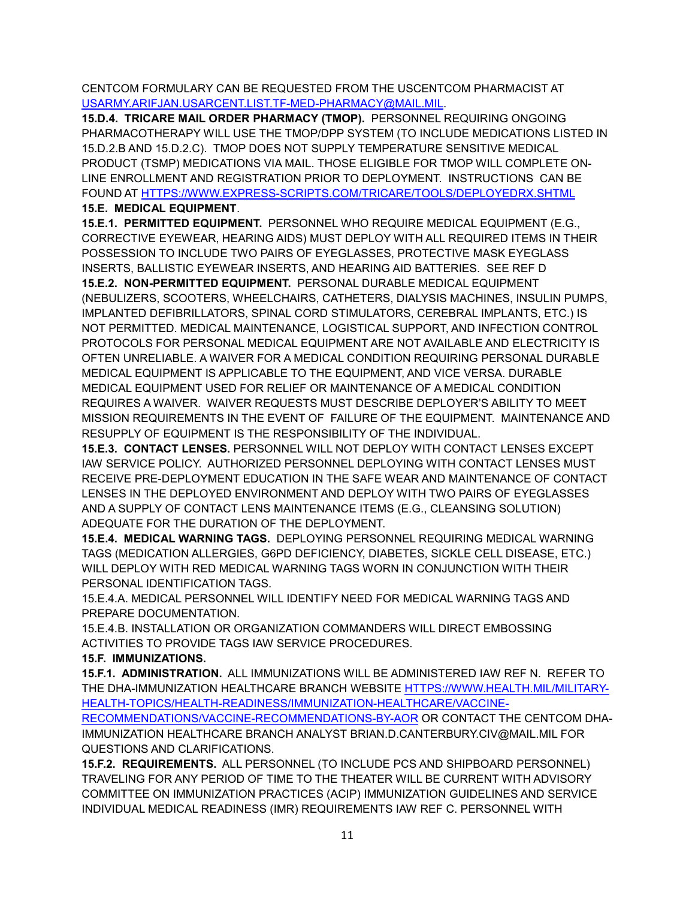CENTCOM FORMULARY CAN BE REQUESTED FROM THE USCENTCOM PHARMACIST AT [USARMY.ARIFJAN.USARCENT.LIST.TF-MED-PHARMACY@MAIL.MIL](mailto:USARMY.ARIFJAN.USARCENT.LIST.TF-MED-PHARMACY@MAIL.MIL).

**15.D.4. TRICARE MAIL ORDER PHARMACY (TMOP).** PERSONNEL REQUIRING ONGOING PHARMACOTHERAPY WILL USE THE TMOP/DPP SYSTEM (TO INCLUDE MEDICATIONS LISTED IN 15.D.2.B AND 15.D.2.C). TMOP DOES NOT SUPPLY TEMPERATURE SENSITIVE MEDICAL PRODUCT (TSMP) MEDICATIONS VIA MAIL. THOSE ELIGIBLE FOR TMOP WILL COMPLETE ON-LINE ENROLLMENT AND REGISTRATION PRIOR TO DEPLOYMENT. INSTRUCTIONS CAN BE FOUND AT [HTTPS://WWW.EXPRESS-SCRIPTS.COM/TRICARE/TOOLS/DEPLOYEDRX.SHTML](HTTPS://WWW.EXPRESS-SCRIPTS.COM/TRICARE/TOOLS/DEPLOYEDRX.SHTML)

**15.E. MEDICAL EQUIPMENT**.

**15.E.1. PERMITTED EQUIPMENT.** PERSONNEL WHO REQUIRE MEDICAL EQUIPMENT (E.G., CORRECTIVE EYEWEAR, HEARING AIDS) MUST DEPLOY WITH ALL REQUIRED ITEMS IN THEIR POSSESSION TO INCLUDE TWO PAIRS OF EYEGLASSES, PROTECTIVE MASK EYEGLASS INSERTS, BALLISTIC EYEWEAR INSERTS, AND HEARING AID BATTERIES. SEE REF D

**15.E.2. NON-PERMITTED EQUIPMENT.** PERSONAL DURABLE MEDICAL EQUIPMENT (NEBULIZERS, SCOOTERS, WHEELCHAIRS, CATHETERS, DIALYSIS MACHINES, INSULIN PUMPS, IMPLANTED DEFIBRILLATORS, SPINAL CORD STIMULATORS, CEREBRAL IMPLANTS, ETC.) IS NOT PERMITTED. MEDICAL MAINTENANCE, LOGISTICAL SUPPORT, AND INFECTION CONTROL PROTOCOLS FOR PERSONAL MEDICAL EQUIPMENT ARE NOT AVAILABLE AND ELECTRICITY IS OFTEN UNRELIABLE. A WAIVER FOR A MEDICAL CONDITION REQUIRING PERSONAL DURABLE MEDICAL EQUIPMENT IS APPLICABLE TO THE EQUIPMENT, AND VICE VERSA. DURABLE MEDICAL EQUIPMENT USED FOR RELIEF OR MAINTENANCE OF A MEDICAL CONDITION REQUIRES A WAIVER. WAIVER REQUESTS MUST DESCRIBE DEPLOYER'S ABILITY TO MEET MISSION REQUIREMENTS IN THE EVENT OF FAILURE OF THE EQUIPMENT. MAINTENANCE AND RESUPPLY OF EQUIPMENT IS THE RESPONSIBILITY OF THE INDIVIDUAL.

**15.E.3. CONTACT LENSES.** PERSONNEL WILL NOT DEPLOY WITH CONTACT LENSES EXCEPT IAW SERVICE POLICY. AUTHORIZED PERSONNEL DEPLOYING WITH CONTACT LENSES MUST RECEIVE PRE-DEPLOYMENT EDUCATION IN THE SAFE WEAR AND MAINTENANCE OF CONTACT LENSES IN THE DEPLOYED ENVIRONMENT AND DEPLOY WITH TWO PAIRS OF EYEGLASSES AND A SUPPLY OF CONTACT LENS MAINTENANCE ITEMS (E.G., CLEANSING SOLUTION) ADEQUATE FOR THE DURATION OF THE DEPLOYMENT.

**15.E.4. MEDICAL WARNING TAGS.** DEPLOYING PERSONNEL REQUIRING MEDICAL WARNING TAGS (MEDICATION ALLERGIES, G6PD DEFICIENCY, DIABETES, SICKLE CELL DISEASE, ETC.) WILL DEPLOY WITH RED MEDICAL WARNING TAGS WORN IN CONJUNCTION WITH THEIR PERSONAL IDENTIFICATION TAGS.

15.E.4.A. MEDICAL PERSONNEL WILL IDENTIFY NEED FOR MEDICAL WARNING TAGS AND PREPARE DOCUMENTATION.

15.E.4.B. INSTALLATION OR ORGANIZATION COMMANDERS WILL DIRECT EMBOSSING ACTIVITIES TO PROVIDE TAGS IAW SERVICE PROCEDURES.

**15.F. IMMUNIZATIONS.**

**15.F.1. ADMINISTRATION.** ALL IMMUNIZATIONS WILL BE ADMINISTERED IAW REF N. REFER TO THE DHA-IMMUNIZATION HEALTHCARE BRANCH WEBSITE [HTTPS://WWW.HEALTH.MIL/MILITARY-HEALTH-TOPICS/HEALTH-READINESS/IMMUNIZATION-HEALTHCARE/VACCINE-RECOMMENDATIONS/VACCINE-RECOMMENDATIONS-BY-AOR](HTTPS://WWW.HEALTH.MIL/MILITARY-HEALTH-TOPICS/HEALTH-READINESS/IMMUNIZATION-HEALTHCARE/VACCINE-RECOMMENDATIONS/VACCINE-RECOMMENDATIONS-BY-AOR) OR CONTACT THE CENTCOM DHA-IMMUNIZATION HEALTHCARE BRANCH ANALYST BRIAN.D.CANTERBURY.CIV@MAIL.MIL FOR QUESTIONS AND CLARIFICATIONS.

**15.F.2. REQUIREMENTS.** ALL PERSONNEL (TO INCLUDE PCS AND SHIPBOARD PERSONNEL) TRAVELING FOR ANY PERIOD OF TIME TO THE THEATER WILL BE CURRENT WITH ADVISORY COMMITTEE ON IMMUNIZATION PRACTICES (ACIP) IMMUNIZATION GUIDELINES AND SERVICE INDIVIDUAL MEDICAL READINESS (IMR) REQUIREMENTS IAW REF C. PERSONNEL WITH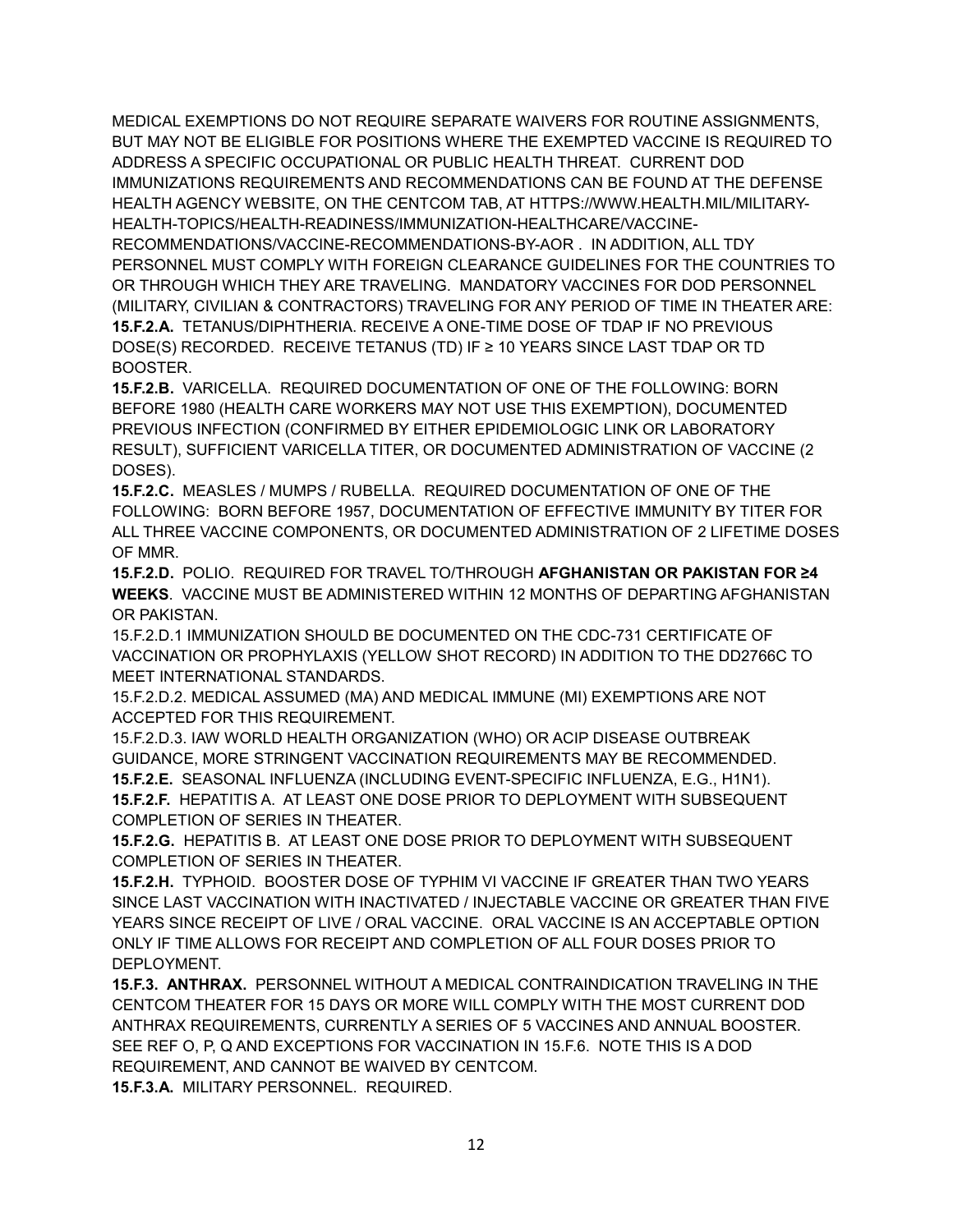MEDICAL EXEMPTIONS DO NOT REQUIRE SEPARATE WAIVERS FOR ROUTINE ASSIGNMENTS, BUT MAY NOT BE ELIGIBLE FOR POSITIONS WHERE THE EXEMPTED VACCINE IS REQUIRED TO ADDRESS A SPECIFIC OCCUPATIONAL OR PUBLIC HEALTH THREAT. CURRENT DOD IMMUNIZATIONS REQUIREMENTS AND RECOMMENDATIONS CAN BE FOUND AT THE DEFENSE HEALTH AGENCY WEBSITE, ON THE CENTCOM TAB, AT HTTPS://WWW.HEALTH.MIL/MILITARY-HEALTH-TOPICS/HEALTH-READINESS/IMMUNIZATION-HEALTHCARE/VACCINE-RECOMMENDATIONS/VACCINE-RECOMMENDATIONS-BY-AOR . IN ADDITION, ALL TDY PERSONNEL MUST COMPLY WITH FOREIGN CLEARANCE GUIDELINES FOR THE COUNTRIES TO OR THROUGH WHICH THEY ARE TRAVELING. MANDATORY VACCINES FOR DOD PERSONNEL (MILITARY, CIVILIAN & CONTRACTORS) TRAVELING FOR ANY PERIOD OF TIME IN THEATER ARE:

**15.F.2.A.** TETANUS/DIPHTHERIA. RECEIVE A ONE-TIME DOSE OF TDAP IF NO PREVIOUS DOSE(S) RECORDED. RECEIVE TETANUS (TD) IF ≥ 10 YEARS SINCE LAST TDAP OR TD BOOSTER.

**15.F.2.B.** VARICELLA. REQUIRED DOCUMENTATION OF ONE OF THE FOLLOWING: BORN BEFORE 1980 (HEALTH CARE WORKERS MAY NOT USE THIS EXEMPTION), DOCUMENTED PREVIOUS INFECTION (CONFIRMED BY EITHER EPIDEMIOLOGIC LINK OR LABORATORY RESULT), SUFFICIENT VARICELLA TITER, OR DOCUMENTED ADMINISTRATION OF VACCINE (2 DOSES).

**15.F.2.C.** MEASLES / MUMPS / RUBELLA. REQUIRED DOCUMENTATION OF ONE OF THE FOLLOWING: BORN BEFORE 1957, DOCUMENTATION OF EFFECTIVE IMMUNITY BY TITER FOR ALL THREE VACCINE COMPONENTS, OR DOCUMENTED ADMINISTRATION OF 2 LIFETIME DOSES OF MMR.

**15.F.2.D.** POLIO. REQUIRED FOR TRAVEL TO/THROUGH **AFGHANISTAN OR PAKISTAN FOR ≥4 WEEKS**. VACCINE MUST BE ADMINISTERED WITHIN 12 MONTHS OF DEPARTING AFGHANISTAN OR PAKISTAN.

15.F.2.D.1 IMMUNIZATION SHOULD BE DOCUMENTED ON THE CDC-731 CERTIFICATE OF VACCINATION OR PROPHYLAXIS (YELLOW SHOT RECORD) IN ADDITION TO THE DD2766C TO MEET INTERNATIONAL STANDARDS.

15.F.2.D.2. MEDICAL ASSUMED (MA) AND MEDICAL IMMUNE (MI) EXEMPTIONS ARE NOT ACCEPTED FOR THIS REQUIREMENT.

15.F.2.D.3. IAW WORLD HEALTH ORGANIZATION (WHO) OR ACIP DISEASE OUTBREAK GUIDANCE, MORE STRINGENT VACCINATION REQUIREMENTS MAY BE RECOMMENDED.

**15.F.2.E.** SEASONAL INFLUENZA (INCLUDING EVENT-SPECIFIC INFLUENZA, E.G., H1N1).

**15.F.2.F.** HEPATITIS A. AT LEAST ONE DOSE PRIOR TO DEPLOYMENT WITH SUBSEQUENT COMPLETION OF SERIES IN THEATER.

**15.F.2.G.** HEPATITIS B. AT LEAST ONE DOSE PRIOR TO DEPLOYMENT WITH SUBSEQUENT COMPLETION OF SERIES IN THEATER.

**15.F.2.H.** TYPHOID. BOOSTER DOSE OF TYPHIM VI VACCINE IF GREATER THAN TWO YEARS SINCE LAST VACCINATION WITH INACTIVATED / INJECTABLE VACCINE OR GREATER THAN FIVE YEARS SINCE RECEIPT OF LIVE / ORAL VACCINE. ORAL VACCINE IS AN ACCEPTABLE OPTION ONLY IF TIME ALLOWS FOR RECEIPT AND COMPLETION OF ALL FOUR DOSES PRIOR TO DEPLOYMENT.

**15.F.3. ANTHRAX.** PERSONNEL WITHOUT A MEDICAL CONTRAINDICATION TRAVELING IN THE CENTCOM THEATER FOR 15 DAYS OR MORE WILL COMPLY WITH THE MOST CURRENT DOD ANTHRAX REQUIREMENTS, CURRENTLY A SERIES OF 5 VACCINES AND ANNUAL BOOSTER. SEE REF O, P, Q AND EXCEPTIONS FOR VACCINATION IN 15.F.6. NOTE THIS IS A DOD REQUIREMENT, AND CANNOT BE WAIVED BY CENTCOM.

**15.F.3.A.** MILITARY PERSONNEL. REQUIRED.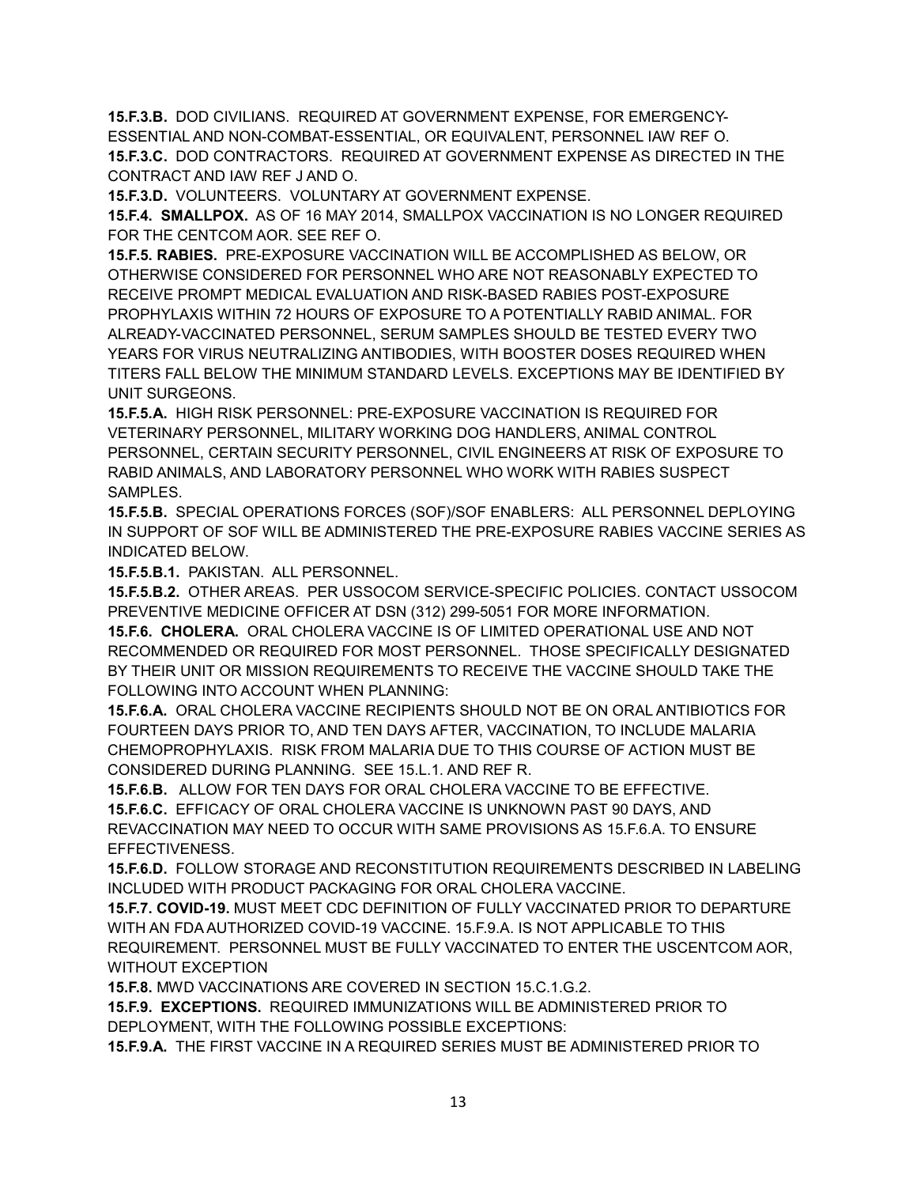**15.F.3.B.** DOD CIVILIANS. REQUIRED AT GOVERNMENT EXPENSE, FOR EMERGENCY-ESSENTIAL AND NON-COMBAT-ESSENTIAL, OR EQUIVALENT, PERSONNEL IAW REF O.

**15.F.3.C.** DOD CONTRACTORS. REQUIRED AT GOVERNMENT EXPENSE AS DIRECTED IN THE CONTRACT AND IAW REF J AND O.

**15.F.3.D.** VOLUNTEERS. VOLUNTARY AT GOVERNMENT EXPENSE.

**15.F.4. SMALLPOX.** AS OF 16 MAY 2014, SMALLPOX VACCINATION IS NO LONGER REQUIRED FOR THE CENTCOM AOR. SEE REF O.

**15.F.5. RABIES.** PRE-EXPOSURE VACCINATION WILL BE ACCOMPLISHED AS BELOW, OR OTHERWISE CONSIDERED FOR PERSONNEL WHO ARE NOT REASONABLY EXPECTED TO RECEIVE PROMPT MEDICAL EVALUATION AND RISK-BASED RABIES POST-EXPOSURE PROPHYLAXIS WITHIN 72 HOURS OF EXPOSURE TO A POTENTIALLY RABID ANIMAL. FOR ALREADY-VACCINATED PERSONNEL, SERUM SAMPLES SHOULD BE TESTED EVERY TWO YEARS FOR VIRUS NEUTRALIZING ANTIBODIES, WITH BOOSTER DOSES REQUIRED WHEN TITERS FALL BELOW THE MINIMUM STANDARD LEVELS. EXCEPTIONS MAY BE IDENTIFIED BY UNIT SURGEONS.

**15.F.5.A.** HIGH RISK PERSONNEL: PRE-EXPOSURE VACCINATION IS REQUIRED FOR VETERINARY PERSONNEL, MILITARY WORKING DOG HANDLERS, ANIMAL CONTROL PERSONNEL, CERTAIN SECURITY PERSONNEL, CIVIL ENGINEERS AT RISK OF EXPOSURE TO RABID ANIMALS, AND LABORATORY PERSONNEL WHO WORK WITH RABIES SUSPECT SAMPLES.

**15.F.5.B.** SPECIAL OPERATIONS FORCES (SOF)/SOF ENABLERS: ALL PERSONNEL DEPLOYING IN SUPPORT OF SOF WILL BE ADMINISTERED THE PRE-EXPOSURE RABIES VACCINE SERIES AS INDICATED BELOW.

**15.F.5.B.1.** PAKISTAN. ALL PERSONNEL.

**15.F.5.B.2.** OTHER AREAS. PER USSOCOM SERVICE-SPECIFIC POLICIES. CONTACT USSOCOM PREVENTIVE MEDICINE OFFICER AT DSN (312) 299-5051 FOR MORE INFORMATION.

**15.F.6. CHOLERA.** ORAL CHOLERA VACCINE IS OF LIMITED OPERATIONAL USE AND NOT RECOMMENDED OR REQUIRED FOR MOST PERSONNEL. THOSE SPECIFICALLY DESIGNATED BY THEIR UNIT OR MISSION REQUIREMENTS TO RECEIVE THE VACCINE SHOULD TAKE THE FOLLOWING INTO ACCOUNT WHEN PLANNING:

**15.F.6.A.** ORAL CHOLERA VACCINE RECIPIENTS SHOULD NOT BE ON ORAL ANTIBIOTICS FOR FOURTEEN DAYS PRIOR TO, AND TEN DAYS AFTER, VACCINATION, TO INCLUDE MALARIA CHEMOPROPHYLAXIS. RISK FROM MALARIA DUE TO THIS COURSE OF ACTION MUST BE CONSIDERED DURING PLANNING. SEE 15.L.1. AND REF R.

**15.F.6.B.** ALLOW FOR TEN DAYS FOR ORAL CHOLERA VACCINE TO BE EFFECTIVE.

**15.F.6.C.** EFFICACY OF ORAL CHOLERA VACCINE IS UNKNOWN PAST 90 DAYS, AND REVACCINATION MAY NEED TO OCCUR WITH SAME PROVISIONS AS 15.F.6.A. TO ENSURE EFFECTIVENESS.

**15.F.6.D.** FOLLOW STORAGE AND RECONSTITUTION REQUIREMENTS DESCRIBED IN LABELING INCLUDED WITH PRODUCT PACKAGING FOR ORAL CHOLERA VACCINE.

**15.F.7. COVID-19.** MUST MEET CDC DEFINITION OF FULLY VACCINATED PRIOR TO DEPARTURE WITH AN FDA AUTHORIZED COVID-19 VACCINE. 15.F.9.A. IS NOT APPLICABLE TO THIS REQUIREMENT. PERSONNEL MUST BE FULLY VACCINATED TO ENTER THE USCENTCOM AOR, WITHOUT EXCEPTION

**15.F.8.** MWD VACCINATIONS ARE COVERED IN SECTION 15.C.1.G.2.

**15.F.9. EXCEPTIONS.** REQUIRED IMMUNIZATIONS WILL BE ADMINISTERED PRIOR TO DEPLOYMENT, WITH THE FOLLOWING POSSIBLE EXCEPTIONS:

**15.F.9.A.** THE FIRST VACCINE IN A REQUIRED SERIES MUST BE ADMINISTERED PRIOR TO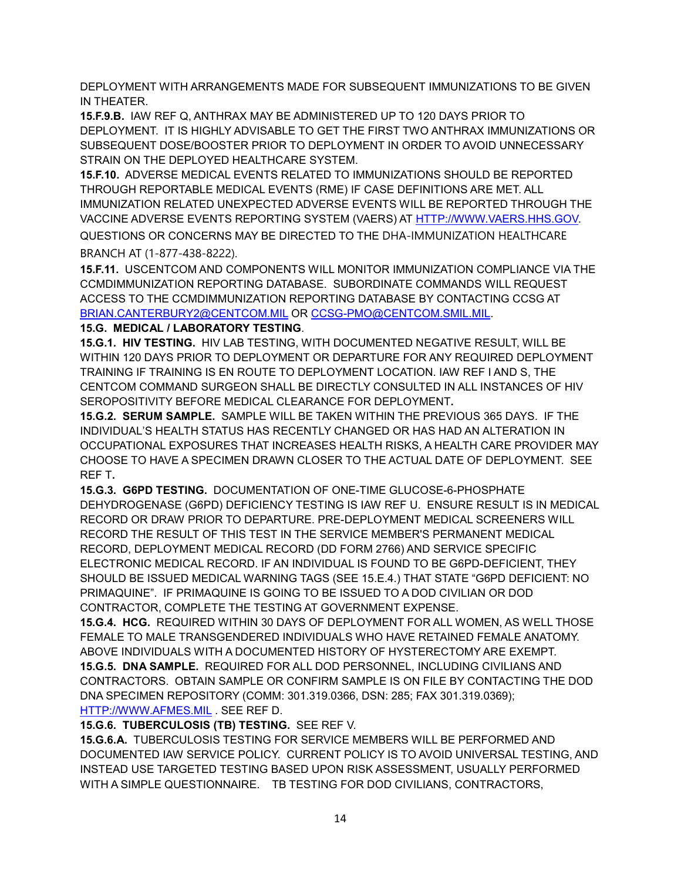DEPLOYMENT WITH ARRANGEMENTS MADE FOR SUBSEQUENT IMMUNIZATIONS TO BE GIVEN IN THEATER.

**15.F.9.B.** IAW REF Q, ANTHRAX MAY BE ADMINISTERED UP TO 120 DAYS PRIOR TO DEPLOYMENT. IT IS HIGHLY ADVISABLE TO GET THE FIRST TWO ANTHRAX IMMUNIZATIONS OR SUBSEQUENT DOSE/BOOSTER PRIOR TO DEPLOYMENT IN ORDER TO AVOID UNNECESSARY STRAIN ON THE DEPLOYED HEALTHCARE SYSTEM.

**15.F.10.** ADVERSE MEDICAL EVENTS RELATED TO IMMUNIZATIONS SHOULD BE REPORTED THROUGH REPORTABLE MEDICAL EVENTS (RME) IF CASE DEFINITIONS ARE MET. ALL IMMUNIZATION RELATED UNEXPECTED ADVERSE EVENTS WILL BE REPORTED THROUGH THE VACCINE ADVERSE EVENTS REPORTING SYSTEM (VAERS) AT HTTP://WWW.VAERS.HHS.GOV. QUESTIONS OR CONCERNS MAY BE DIRECTED TO THE DHA-IMMUNIZATION HEALTHCARE BRANCH AT (1-877-438-8222).

**15.F.11.** USCENTCOM AND COMPONENTS WILL MONITOR IMMUNIZATION COMPLIANCE VIA THE CCMDIMMUNIZATION REPORTING DATABASE. SUBORDINATE COMMANDS WILL REQUEST ACCESS TO THE CCMDIMMUNIZATION REPORTING DATABASE BY CONTACTING CCSG AT BRIAN.CANTERBURY2@CENTCOM.MIL OR CCSG-PMO@CENTCOM.SMIL.MIL.

**15.G. MEDICAL / LABORATORY TESTING**.

**15.G.1. HIV TESTING.** HIV LAB TESTING, WITH DOCUMENTED NEGATIVE RESULT, WILL BE WITHIN 120 DAYS PRIOR TO DEPLOYMENT OR DEPARTURE FOR ANY REQUIRED DEPLOYMENT TRAINING IF TRAINING IS EN ROUTE TO DEPLOYMENT LOCATION. IAW REF I AND S, THE CENTCOM COMMAND SURGEON SHALL BE DIRECTLY CONSULTED IN ALL INSTANCES OF HIV SEROPOSITIVITY BEFORE MEDICAL CLEARANCE FOR DEPLOYMENT.

**15.G.2. SERUM SAMPLE.** SAMPLE WILL BE TAKEN WITHIN THE PREVIOUS 365 DAYS. IF THE INDIVIDUAL'S HEALTH STATUS HAS RECENTLY CHANGED OR HAS HAD AN ALTERATION IN OCCUPATIONAL EXPOSURES THAT INCREASES HEALTH RISKS, A HEALTH CARE PROVIDER MAY CHOOSE TO HAVE A SPECIMEN DRAWN CLOSER TO THE ACTUAL DATE OF DEPLOYMENT. SEE REF T.

**15.G.3. G6PD TESTING.** DOCUMENTATION OF ONE-TIME GLUCOSE-6-PHOSPHATE DEHYDROGENASE (G6PD) DEFICIENCY TESTING IS IAW REF U. ENSURE RESULT IS IN MEDICAL RECORD OR DRAW PRIOR TO DEPARTURE. PRE-DEPLOYMENT MEDICAL SCREENERS WILL RECORD THE RESULT OF THIS TEST IN THE SERVICE MEMBER'S PERMANENT MEDICAL RECORD, DEPLOYMENT MEDICAL RECORD (DD FORM 2766) AND SERVICE SPECIFIC ELECTRONIC MEDICAL RECORD. IF AN INDIVIDUAL IS FOUND TO BE G6PD-DEFICIENT, THEY SHOULD BE ISSUED MEDICAL WARNING TAGS (SEE 15.E.4.) THAT STATE "G6PD DEFICIENT: NO PRIMAQUINE". IF PRIMAQUINE IS GOING TO BE ISSUED TO A DOD CIVILIAN OR DOD CONTRACTOR, COMPLETE THE TESTING AT GOVERNMENT EXPENSE.

**15.G.4. HCG.** REQUIRED WITHIN 30 DAYS OF DEPLOYMENT FOR ALL WOMEN, AS WELL THOSE FEMALE TO MALE TRANSGENDERED INDIVIDUALS WHO HAVE RETAINED FEMALE ANATOMY. ABOVE INDIVIDUALS WITH A DOCUMENTED HISTORY OF HYSTERECTOMY ARE EXEMPT.

**15.G.5. DNA SAMPLE.** REQUIRED FOR ALL DOD PERSONNEL, INCLUDING CIVILIANS AND CONTRACTORS. OBTAIN SAMPLE OR CONFIRM SAMPLE IS ON FILE BY CONTACTING THE DOD DNA SPECIMEN REPOSITORY (COMM: 301.319.0366, DSN: 285; FAX 301.319.0369); HTTP://WWW.AFMES.MIL . SEE REF D.

**15.G.6. TUBERCULOSIS (TB) TESTING.** SEE REF V.

**15.G.6.A.** TUBERCULOSIS TESTING FOR SERVICE MEMBERS WILL BE PERFORMED AND DOCUMENTED IAW SERVICE POLICY. CURRENT POLICY IS TO AVOID UNIVERSAL TESTING, AND INSTEAD USE TARGETED TESTING BASED UPON RISK ASSESSMENT, USUALLY PERFORMED WITH A SIMPLE QUESTIONNAIRE. TB TESTING FOR DOD CIVILIANS, CONTRACTORS,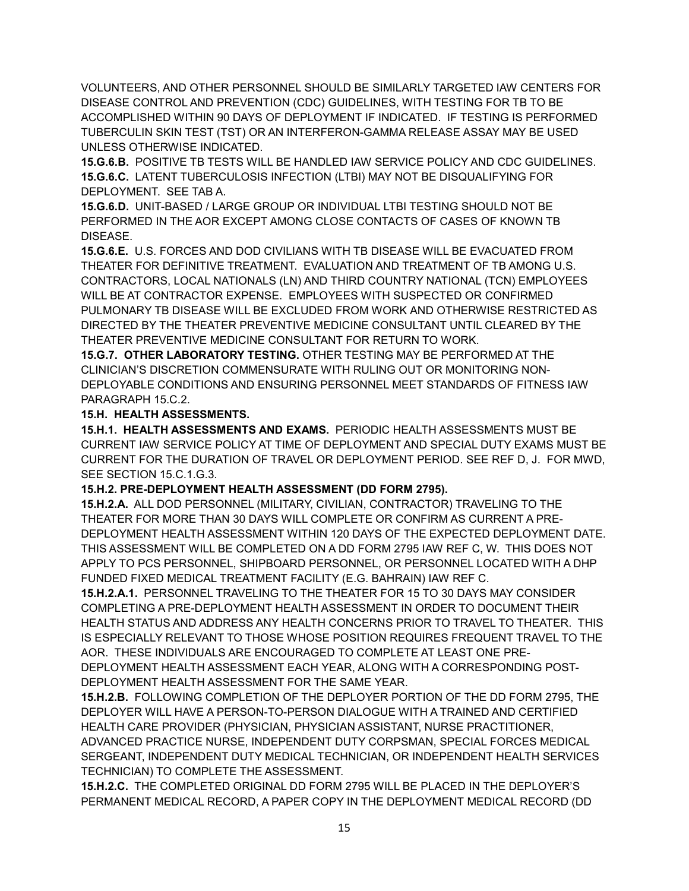VOLUNTEERS, AND OTHER PERSONNEL SHOULD BE SIMILARLY TARGETED IAW CENTERS FOR DISEASE CONTROL AND PREVENTION (CDC) GUIDELINES, WITH TESTING FOR TB TO BE ACCOMPLISHED WITHIN 90 DAYS OF DEPLOYMENT IF INDICATED. IF TESTING IS PERFORMED TUBERCULIN SKIN TEST (TST) OR AN INTERFERON-GAMMA RELEASE ASSAY MAY BE USED UNLESS OTHERWISE INDICATED.

**15.G.6.B.** POSITIVE TB TESTS WILL BE HANDLED IAW SERVICE POLICY AND CDC GUIDELINES.

**15.G.6.C.** LATENT TUBERCULOSIS INFECTION (LTBI) MAY NOT BE DISQUALIFYING FOR DEPLOYMENT. SEE TAB A.

**15.G.6.D.** UNIT-BASED / LARGE GROUP OR INDIVIDUAL LTBI TESTING SHOULD NOT BE PERFORMED IN THE AOR EXCEPT AMONG CLOSE CONTACTS OF CASES OF KNOWN TB DISEASE.

**15.G.6.E.** U.S. FORCES AND DOD CIVILIANS WITH TB DISEASE WILL BE EVACUATED FROM THEATER FOR DEFINITIVE TREATMENT. EVALUATION AND TREATMENT OF TB AMONG U.S. CONTRACTORS, LOCAL NATIONALS (LN) AND THIRD COUNTRY NATIONAL (TCN) EMPLOYEES WILL BE AT CONTRACTOR EXPENSE. EMPLOYEES WITH SUSPECTED OR CONFIRMED PULMONARY TB DISEASE WILL BE EXCLUDED FROM WORK AND OTHERWISE RESTRICTED AS DIRECTED BY THE THEATER PREVENTIVE MEDICINE CONSULTANT UNTIL CLEARED BY THE THEATER PREVENTIVE MEDICINE CONSULTANT FOR RETURN TO WORK.

**15.G.7. OTHER LABORATORY TESTING.** OTHER TESTING MAY BE PERFORMED AT THE CLINICIAN'S DISCRETION COMMENSURATE WITH RULING OUT OR MONITORING NON-DEPLOYABLE CONDITIONS AND ENSURING PERSONNEL MEET STANDARDS OF FITNESS IAW PARAGRAPH 15.C.2.

**15.H. HEALTH ASSESSMENTS.**

**15.H.1. HEALTH ASSESSMENTS AND EXAMS.** PERIODIC HEALTH ASSESSMENTS MUST BE CURRENT IAW SERVICE POLICY AT TIME OF DEPLOYMENT AND SPECIAL DUTY EXAMS MUST BE CURRENT FOR THE DURATION OF TRAVEL OR DEPLOYMENT PERIOD. SEE REF D, J. FOR MWD, SEE SECTION 15.C.1.G.3.

**15.H.2. PRE-DEPLOYMENT HEALTH ASSESSMENT (DD FORM 2795).**

**15.H.2.A.** ALL DOD PERSONNEL (MILITARY, CIVILIAN, CONTRACTOR) TRAVELING TO THE THEATER FOR MORE THAN 30 DAYS WILL COMPLETE OR CONFIRM AS CURRENT A PRE-DEPLOYMENT HEALTH ASSESSMENT WITHIN 120 DAYS OF THE EXPECTED DEPLOYMENT DATE. THIS ASSESSMENT WILL BE COMPLETED ON A DD FORM 2795 IAW REF C, W. THIS DOES NOT APPLY TO PCS PERSONNEL, SHIPBOARD PERSONNEL, OR PERSONNEL LOCATED WITH A DHP FUNDED FIXED MEDICAL TREATMENT FACILITY (E.G. BAHRAIN) IAW REF C.

**15.H.2.A.1.** PERSONNEL TRAVELING TO THE THEATER FOR 15 TO 30 DAYS MAY CONSIDER COMPLETING A PRE-DEPLOYMENT HEALTH ASSESSMENT IN ORDER TO DOCUMENT THEIR HEALTH STATUS AND ADDRESS ANY HEALTH CONCERNS PRIOR TO TRAVEL TO THEATER. THIS IS ESPECIALLY RELEVANT TO THOSE WHOSE POSITION REQUIRES FREQUENT TRAVEL TO THE AOR. THESE INDIVIDUALS ARE ENCOURAGED TO COMPLETE AT LEAST ONE PRE-DEPLOYMENT HEALTH ASSESSMENT EACH YEAR, ALONG WITH A CORRESPONDING POST-DEPLOYMENT HEALTH ASSESSMENT FOR THE SAME YEAR.

**15.H.2.B.** FOLLOWING COMPLETION OF THE DEPLOYER PORTION OF THE DD FORM 2795, THE DEPLOYER WILL HAVE A PERSON-TO-PERSON DIALOGUE WITH A TRAINED AND CERTIFIED HEALTH CARE PROVIDER (PHYSICIAN, PHYSICIAN ASSISTANT, NURSE PRACTITIONER, ADVANCED PRACTICE NURSE, INDEPENDENT DUTY CORPSMAN, SPECIAL FORCES MEDICAL SERGEANT, INDEPENDENT DUTY MEDICAL TECHNICIAN, OR INDEPENDENT HEALTH SERVICES TECHNICIAN) TO COMPLETE THE ASSESSMENT.

**15.H.2.C.** THE COMPLETED ORIGINAL DD FORM 2795 WILL BE PLACED IN THE DEPLOYER'S PERMANENT MEDICAL RECORD, A PAPER COPY IN THE DEPLOYMENT MEDICAL RECORD (DD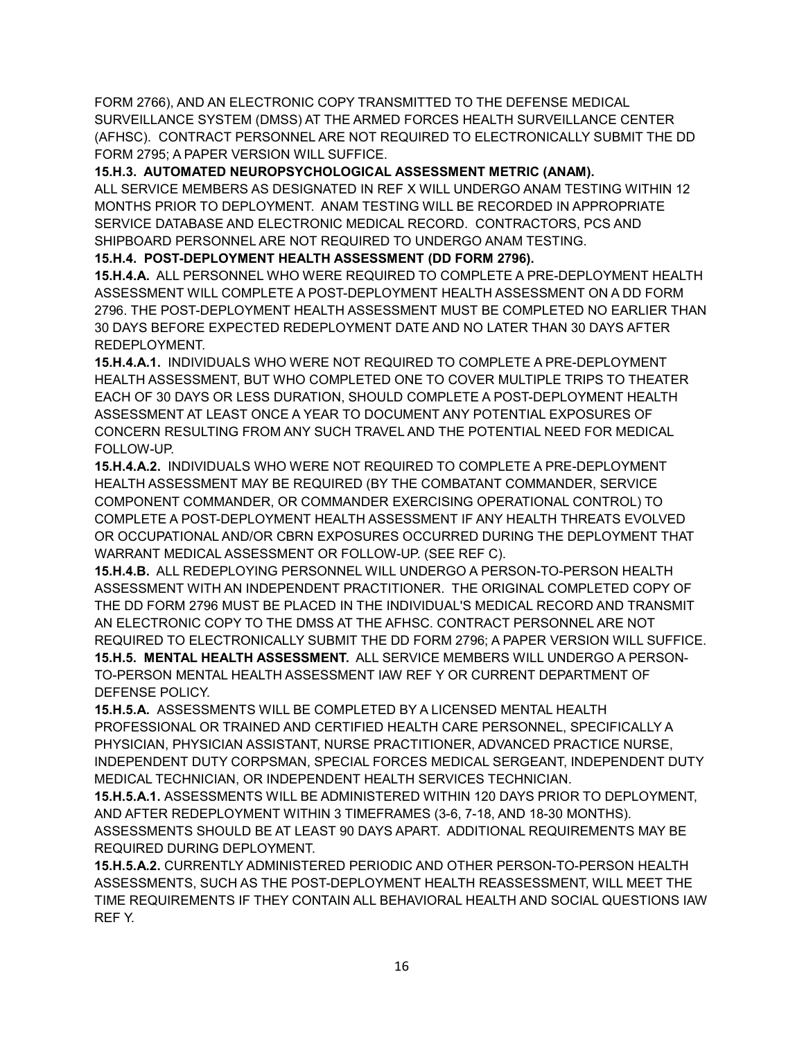FORM 2766), AND AN ELECTRONIC COPY TRANSMITTED TO THE DEFENSE MEDICAL SURVEILLANCE SYSTEM (DMSS) AT THE ARMED FORCES HEALTH SURVEILLANCE CENTER (AFHSC). CONTRACT PERSONNEL ARE NOT REQUIRED TO ELECTRONICALLY SUBMIT THE DD FORM 2795; A PAPER VERSION WILL SUFFICE.

**15.H.3. AUTOMATED NEUROPSYCHOLOGICAL ASSESSMENT METRIC (ANAM).**
ALL SERVICE MEMBERS AS DESIGNATED IN REF X WILL UNDERGO ANAM TESTING WITHIN 12 MONTHS PRIOR TO DEPLOYMENT. ANAM TESTING WILL BE RECORDED IN APPROPRIATE SERVICE DATABASE AND ELECTRONIC MEDICAL RECORD. CONTRACTORS, PCS AND SHIPBOARD PERSONNEL ARE NOT REQUIRED TO UNDERGO ANAM TESTING.

**15.H.4. POST-DEPLOYMENT HEALTH ASSESSMENT (DD FORM 2796).**

**15.H.4.A.** ALL PERSONNEL WHO WERE REQUIRED TO COMPLETE A PRE-DEPLOYMENT HEALTH ASSESSMENT WILL COMPLETE A POST-DEPLOYMENT HEALTH ASSESSMENT ON A DD FORM 2796. THE POST-DEPLOYMENT HEALTH ASSESSMENT MUST BE COMPLETED NO EARLIER THAN 30 DAYS BEFORE EXPECTED REDEPLOYMENT DATE AND NO LATER THAN 30 DAYS AFTER REDEPLOYMENT.

**15.H.4.A.1.** INDIVIDUALS WHO WERE NOT REQUIRED TO COMPLETE A PRE-DEPLOYMENT HEALTH ASSESSMENT, BUT WHO COMPLETED ONE TO COVER MULTIPLE TRIPS TO THEATER EACH OF 30 DAYS OR LESS DURATION, SHOULD COMPLETE A POST-DEPLOYMENT HEALTH ASSESSMENT AT LEAST ONCE A YEAR TO DOCUMENT ANY POTENTIAL EXPOSURES OF CONCERN RESULTING FROM ANY SUCH TRAVEL AND THE POTENTIAL NEED FOR MEDICAL FOLLOW-UP.

**15.H.4.A.2.** INDIVIDUALS WHO WERE NOT REQUIRED TO COMPLETE A PRE-DEPLOYMENT HEALTH ASSESSMENT MAY BE REQUIRED (BY THE COMBATANT COMMANDER, SERVICE COMPONENT COMMANDER, OR COMMANDER EXERCISING OPERATIONAL CONTROL) TO COMPLETE A POST-DEPLOYMENT HEALTH ASSESSMENT IF ANY HEALTH THREATS EVOLVED OR OCCUPATIONAL AND/OR CBRN EXPOSURES OCCURRED DURING THE DEPLOYMENT THAT WARRANT MEDICAL ASSESSMENT OR FOLLOW-UP. (SEE REF C).

**15.H.4.B.** ALL REDEPLOYING PERSONNEL WILL UNDERGO A PERSON-TO-PERSON HEALTH ASSESSMENT WITH AN INDEPENDENT PRACTITIONER. THE ORIGINAL COMPLETED COPY OF THE DD FORM 2796 MUST BE PLACED IN THE INDIVIDUAL'S MEDICAL RECORD AND TRANSMIT AN ELECTRONIC COPY TO THE DMSS AT THE AFHSC. CONTRACT PERSONNEL ARE NOT REQUIRED TO ELECTRONICALLY SUBMIT THE DD FORM 2796; A PAPER VERSION WILL SUFFICE.

**15.H.5. MENTAL HEALTH ASSESSMENT.** ALL SERVICE MEMBERS WILL UNDERGO A PERSON-TO-PERSON MENTAL HEALTH ASSESSMENT IAW REF Y OR CURRENT DEPARTMENT OF DEFENSE POLICY.

**15.H.5.A.** ASSESSMENTS WILL BE COMPLETED BY A LICENSED MENTAL HEALTH PROFESSIONAL OR TRAINED AND CERTIFIED HEALTH CARE PERSONNEL, SPECIFICALLY A PHYSICIAN, PHYSICIAN ASSISTANT, NURSE PRACTITIONER, ADVANCED PRACTICE NURSE, INDEPENDENT DUTY CORPSMAN, SPECIAL FORCES MEDICAL SERGEANT, INDEPENDENT DUTY MEDICAL TECHNICIAN, OR INDEPENDENT HEALTH SERVICES TECHNICIAN.

**15.H.5.A.1.** ASSESSMENTS WILL BE ADMINISTERED WITHIN 120 DAYS PRIOR TO DEPLOYMENT, AND AFTER REDEPLOYMENT WITHIN 3 TIMEFRAMES (3-6, 7-18, AND 18-30 MONTHS). ASSESSMENTS SHOULD BE AT LEAST 90 DAYS APART. ADDITIONAL REQUIREMENTS MAY BE REQUIRED DURING DEPLOYMENT.

**15.H.5.A.2.** CURRENTLY ADMINISTERED PERIODIC AND OTHER PERSON-TO-PERSON HEALTH ASSESSMENTS, SUCH AS THE POST-DEPLOYMENT HEALTH REASSESSMENT, WILL MEET THE TIME REQUIREMENTS IF THEY CONTAIN ALL BEHAVIORAL HEALTH AND SOCIAL QUESTIONS IAW REF Y.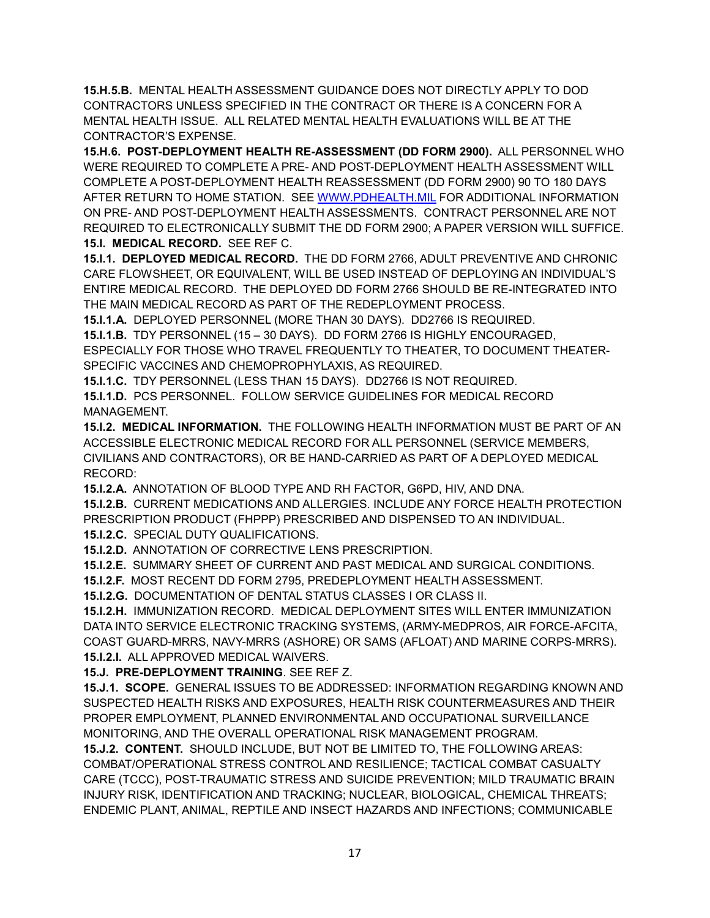**15.H.5.B.** MENTAL HEALTH ASSESSMENT GUIDANCE DOES NOT DIRECTLY APPLY TO DOD CONTRACTORS UNLESS SPECIFIED IN THE CONTRACT OR THERE IS A CONCERN FOR A MENTAL HEALTH ISSUE. ALL RELATED MENTAL HEALTH EVALUATIONS WILL BE AT THE CONTRACTOR'S EXPENSE.

**15.H.6. POST-DEPLOYMENT HEALTH RE-ASSESSMENT (DD FORM 2900).** ALL PERSONNEL WHO WERE REQUIRED TO COMPLETE A PRE- AND POST-DEPLOYMENT HEALTH ASSESSMENT WILL COMPLETE A POST-DEPLOYMENT HEALTH REASSESSMENT (DD FORM 2900) 90 TO 180 DAYS AFTER RETURN TO HOME STATION. SEE WWW.PDHEALTH.MIL FOR ADDITIONAL INFORMATION ON PRE- AND POST-DEPLOYMENT HEALTH ASSESSMENTS. CONTRACT PERSONNEL ARE NOT REQUIRED TO ELECTRONICALLY SUBMIT THE DD FORM 2900; A PAPER VERSION WILL SUFFICE.

**15.I. MEDICAL RECORD.** SEE REF C.

**15.I.1. DEPLOYED MEDICAL RECORD.** THE DD FORM 2766, ADULT PREVENTIVE AND CHRONIC CARE FLOWSHEET, OR EQUIVALENT, WILL BE USED INSTEAD OF DEPLOYING AN INDIVIDUAL'S ENTIRE MEDICAL RECORD. THE DEPLOYED DD FORM 2766 SHOULD BE RE-INTEGRATED INTO THE MAIN MEDICAL RECORD AS PART OF THE REDEPLOYMENT PROCESS.

**15.I.1.A.** DEPLOYED PERSONNEL (MORE THAN 30 DAYS). DD2766 IS REQUIRED.

**15.I.1.B.** TDY PERSONNEL (15 – 30 DAYS). DD FORM 2766 IS HIGHLY ENCOURAGED, ESPECIALLY FOR THOSE WHO TRAVEL FREQUENTLY TO THEATER, TO DOCUMENT THEATER-SPECIFIC VACCINES AND CHEMOPROPHYLAXIS, AS REQUIRED.

**15.I.1.C.** TDY PERSONNEL (LESS THAN 15 DAYS). DD2766 IS NOT REQUIRED.

**15.I.1.D.** PCS PERSONNEL. FOLLOW SERVICE GUIDELINES FOR MEDICAL RECORD MANAGEMENT.

**15.I.2. MEDICAL INFORMATION.** THE FOLLOWING HEALTH INFORMATION MUST BE PART OF AN ACCESSIBLE ELECTRONIC MEDICAL RECORD FOR ALL PERSONNEL (SERVICE MEMBERS, CIVILIANS AND CONTRACTORS), OR BE HAND-CARRIED AS PART OF A DEPLOYED MEDICAL RECORD:

**15.I.2.A.** ANNOTATION OF BLOOD TYPE AND RH FACTOR, G6PD, HIV, AND DNA.

**15.I.2.B.** CURRENT MEDICATIONS AND ALLERGIES. INCLUDE ANY FORCE HEALTH PROTECTION PRESCRIPTION PRODUCT (FHPPP) PRESCRIBED AND DISPENSED TO AN INDIVIDUAL.

**15.I.2.C.** SPECIAL DUTY QUALIFICATIONS.

**15.I.2.D.** ANNOTATION OF CORRECTIVE LENS PRESCRIPTION.

**15.I.2.E.** SUMMARY SHEET OF CURRENT AND PAST MEDICAL AND SURGICAL CONDITIONS.

**15.I.2.F.** MOST RECENT DD FORM 2795, PREDEPLOYMENT HEALTH ASSESSMENT.

**15.I.2.G.** DOCUMENTATION OF DENTAL STATUS CLASSES I OR CLASS II.

**15.I.2.H.** IMMUNIZATION RECORD. MEDICAL DEPLOYMENT SITES WILL ENTER IMMUNIZATION DATA INTO SERVICE ELECTRONIC TRACKING SYSTEMS, (ARMY-MEDPROS, AIR FORCE-AFCITA, COAST GUARD-MRRS, NAVY-MRRS (ASHORE) OR SAMS (AFLOAT) AND MARINE CORPS-MRRS).

**15.I.2.I.** ALL APPROVED MEDICAL WAIVERS.

**15.J. PRE-DEPLOYMENT TRAINING**. SEE REF Z.

**15.J.1. SCOPE.** GENERAL ISSUES TO BE ADDRESSED: INFORMATION REGARDING KNOWN AND SUSPECTED HEALTH RISKS AND EXPOSURES, HEALTH RISK COUNTERMEASURES AND THEIR PROPER EMPLOYMENT, PLANNED ENVIRONMENTAL AND OCCUPATIONAL SURVEILLANCE MONITORING, AND THE OVERALL OPERATIONAL RISK MANAGEMENT PROGRAM.

**15.J.2. CONTENT.** SHOULD INCLUDE, BUT NOT BE LIMITED TO, THE FOLLOWING AREAS: COMBAT/OPERATIONAL STRESS CONTROL AND RESILIENCE; TACTICAL COMBAT CASUALTY CARE (TCCC), POST-TRAUMATIC STRESS AND SUICIDE PREVENTION; MILD TRAUMATIC BRAIN INJURY RISK, IDENTIFICATION AND TRACKING; NUCLEAR, BIOLOGICAL, CHEMICAL THREATS; ENDEMIC PLANT, ANIMAL, REPTILE AND INSECT HAZARDS AND INFECTIONS; COMMUNICABLE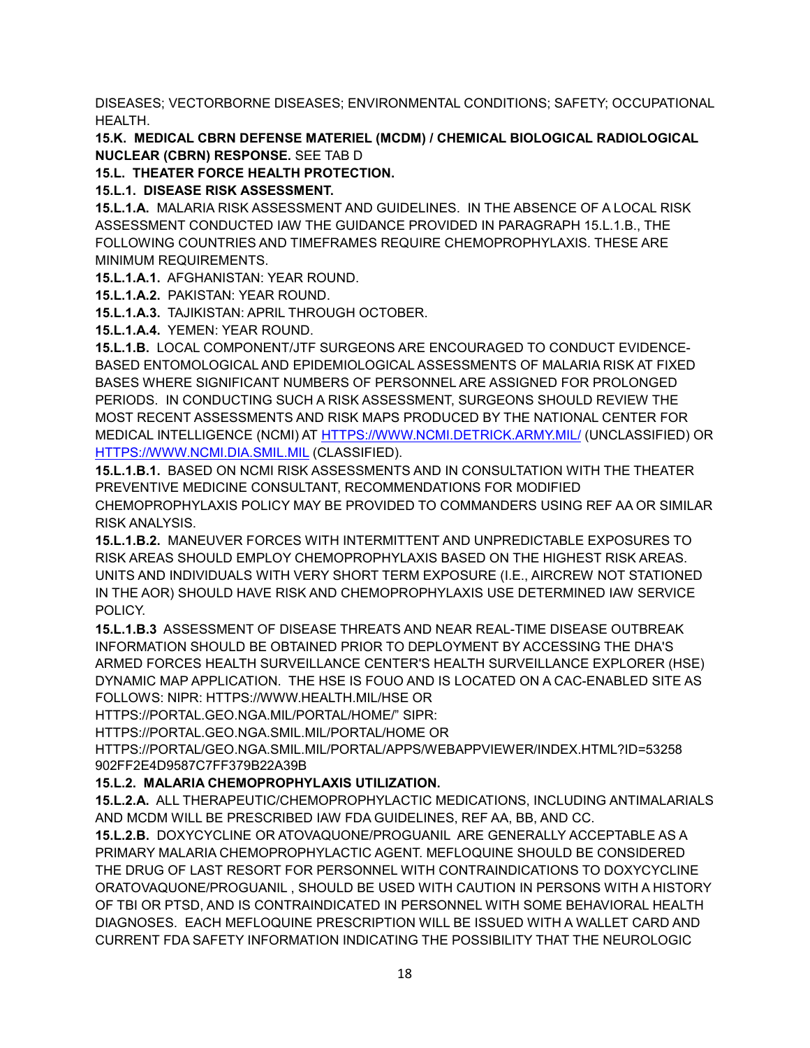DISEASES; VECTORBORNE DISEASES; ENVIRONMENTAL CONDITIONS; SAFETY; OCCUPATIONAL HEALTH.

**15.K. MEDICAL CBRN DEFENSE MATERIEL (MCDM) / CHEMICAL BIOLOGICAL RADIOLOGICAL NUCLEAR (CBRN) RESPONSE.** SEE TAB D

**15.L. THEATER FORCE HEALTH PROTECTION.**

**15.L.1. DISEASE RISK ASSESSMENT.**

**15.L.1.A.** MALARIA RISK ASSESSMENT AND GUIDELINES. IN THE ABSENCE OF A LOCAL RISK ASSESSMENT CONDUCTED IAW THE GUIDANCE PROVIDED IN PARAGRAPH 15.L.1.B., THE FOLLOWING COUNTRIES AND TIMEFRAMES REQUIRE CHEMOPROPHYLAXIS. THESE ARE MINIMUM REQUIREMENTS.

**15.L.1.A.1.** AFGHANISTAN: YEAR ROUND.

**15.L.1.A.2.** PAKISTAN: YEAR ROUND.

**15.L.1.A.3.** TAJIKISTAN: APRIL THROUGH OCTOBER.

**15.L.1.A.4.** YEMEN: YEAR ROUND.

**15.L.1.B.** LOCAL COMPONENT/JTF SURGEONS ARE ENCOURAGED TO CONDUCT EVIDENCE-BASED ENTOMOLOGICAL AND EPIDEMIOLOGICAL ASSESSMENTS OF MALARIA RISK AT FIXED BASES WHERE SIGNIFICANT NUMBERS OF PERSONNEL ARE ASSIGNED FOR PROLONGED PERIODS. IN CONDUCTING SUCH A RISK ASSESSMENT, SURGEONS SHOULD REVIEW THE MOST RECENT ASSESSMENTS AND RISK MAPS PRODUCED BY THE NATIONAL CENTER FOR MEDICAL INTELLIGENCE (NCMI) AT [HTTPS://WWW.NCMI.DETRICK.ARMY.MIL/](HTTPS://WWW.NCMI.DETRICK.ARMY.MIL/) (UNCLASSIFIED) OR [HTTPS://WWW.NCMI.DIA.SMIL.MIL](HTTPS://WWW.NCMI.DIA.SMIL.MIL) (CLASSIFIED).

**15.L.1.B.1.** BASED ON NCMI RISK ASSESSMENTS AND IN CONSULTATION WITH THE THEATER PREVENTIVE MEDICINE CONSULTANT, RECOMMENDATIONS FOR MODIFIED CHEMOPROPHYLAXIS POLICY MAY BE PROVIDED TO COMMANDERS USING REF AA OR SIMILAR RISK ANALYSIS.

**15.L.1.B.2.** MANEUVER FORCES WITH INTERMITTENT AND UNPREDICTABLE EXPOSURES TO RISK AREAS SHOULD EMPLOY CHEMOPROPHYLAXIS BASED ON THE HIGHEST RISK AREAS. UNITS AND INDIVIDUALS WITH VERY SHORT TERM EXPOSURE (I.E., AIRCREW NOT STATIONED IN THE AOR) SHOULD HAVE RISK AND CHEMOPROPHYLAXIS USE DETERMINED IAW SERVICE POLICY.

**15.L.1.B.3** ASSESSMENT OF DISEASE THREATS AND NEAR REAL-TIME DISEASE OUTBREAK INFORMATION SHOULD BE OBTAINED PRIOR TO DEPLOYMENT BY ACCESSING THE DHA'S ARMED FORCES HEALTH SURVEILLANCE CENTER'S HEALTH SURVEILLANCE EXPLORER (HSE) DYNAMIC MAP APPLICATION. THE HSE IS FOUO AND IS LOCATED ON A CAC-ENABLED SITE AS FOLLOWS: NIPR: HTTPS://WWW.HEALTH.MIL/HSE OR HTTPS://PORTAL.GEO.NGA.MIL/PORTAL/HOME/" SIPR: HTTPS://PORTAL.GEO.NGA.SMIL.MIL/PORTAL/HOME OR HTTPS://PORTAL.GEO.NGA.SMIL.MIL/PORTAL/APPS/WEBAPPVIEWER/INDEX.HTML?ID=53258902FF2E4D9587C7FF379B22A39B

**15.L.2. MALARIA CHEMOPROPHYLAXIS UTILIZATION.**

**15.L.2.A.** ALL THERAPEUTIC/CHEMOPROPHYLACTIC MEDICATIONS, INCLUDING ANTIMALARIALS AND MCDM WILL BE PRESCRIBED IAW FDA GUIDELINES, REF AA, BB, AND CC.

**15.L.2.B.** DOXYCYCLINE OR ATOVAQUONE/PROGUANIL ARE GENERALLY ACCEPTABLE AS A PRIMARY MALARIA CHEMOPROPHYLACTIC AGENT. MEFLOQUINE SHOULD BE CONSIDERED THE DRUG OF LAST RESORT FOR PERSONNEL WITH CONTRAINDICATIONS TO DOXYCYCLINE ORATOVAQUONE/PROGUANIL , SHOULD BE USED WITH CAUTION IN PERSONS WITH A HISTORY OF TBI OR PTSD, AND IS CONTRAINDICATED IN PERSONNEL WITH SOME BEHAVIORAL HEALTH DIAGNOSES. EACH MEFLOQUINE PRESCRIPTION WILL BE ISSUED WITH A WALLET CARD AND CURRENT FDA SAFETY INFORMATION INDICATING THE POSSIBILITY THAT THE NEUROLOGIC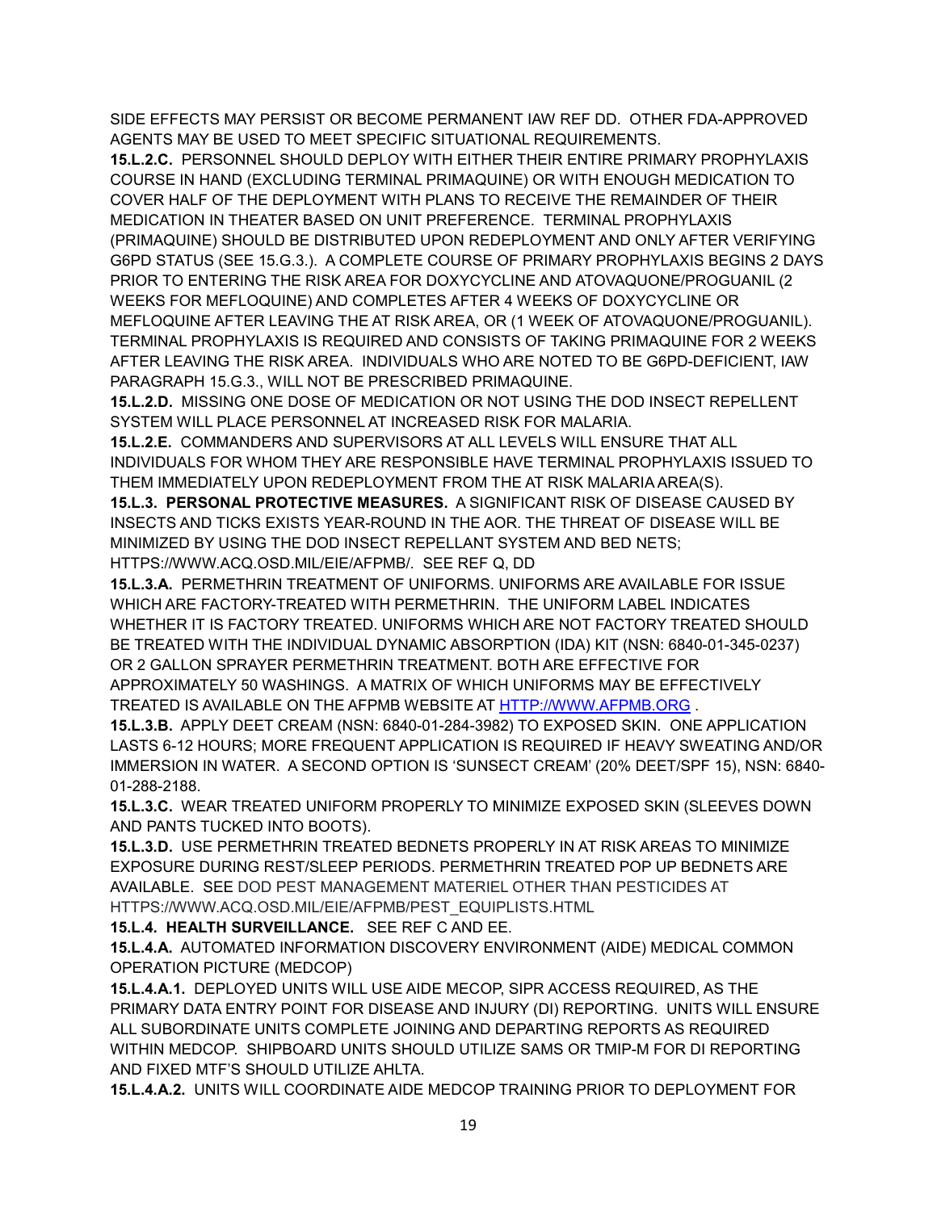SIDE EFFECTS MAY PERSIST OR BECOME PERMANENT IAW REF DD. OTHER FDA-APPROVED AGENTS MAY BE USED TO MEET SPECIFIC SITUATIONAL REQUIREMENTS.

**15.L.2.C.** PERSONNEL SHOULD DEPLOY WITH EITHER THEIR ENTIRE PRIMARY PROPHYLAXIS COURSE IN HAND (EXCLUDING TERMINAL PRIMAQUINE) OR WITH ENOUGH MEDICATION TO COVER HALF OF THE DEPLOYMENT WITH PLANS TO RECEIVE THE REMAINDER OF THEIR MEDICATION IN THEATER BASED ON UNIT PREFERENCE. TERMINAL PROPHYLAXIS (PRIMAQUINE) SHOULD BE DISTRIBUTED UPON REDEPLOYMENT AND ONLY AFTER VERIFYING G6PD STATUS (SEE 15.G.3.). A COMPLETE COURSE OF PRIMARY PROPHYLAXIS BEGINS 2 DAYS PRIOR TO ENTERING THE RISK AREA FOR DOXYCYCLINE AND ATOVAQUONE/PROGUANIL (2 WEEKS FOR MEFLOQUINE) AND COMPLETES AFTER 4 WEEKS OF DOXYCYCLINE OR MEFLOQUINE AFTER LEAVING THE AT RISK AREA, OR (1 WEEK OF ATOVAQUONE/PROGUANIL). TERMINAL PROPHYLAXIS IS REQUIRED AND CONSISTS OF TAKING PRIMAQUINE FOR 2 WEEKS AFTER LEAVING THE RISK AREA. INDIVIDUALS WHO ARE NOTED TO BE G6PD-DEFICIENT, IAW PARAGRAPH 15.G.3., WILL NOT BE PRESCRIBED PRIMAQUINE.

**15.L.2.D.** MISSING ONE DOSE OF MEDICATION OR NOT USING THE DOD INSECT REPELLENT SYSTEM WILL PLACE PERSONNEL AT INCREASED RISK FOR MALARIA.

**15.L.2.E.** COMMANDERS AND SUPERVISORS AT ALL LEVELS WILL ENSURE THAT ALL INDIVIDUALS FOR WHOM THEY ARE RESPONSIBLE HAVE TERMINAL PROPHYLAXIS ISSUED TO THEM IMMEDIATELY UPON REDEPLOYMENT FROM THE AT RISK MALARIA AREA(S).

**15.L.3. PERSONAL PROTECTIVE MEASURES.** A SIGNIFICANT RISK OF DISEASE CAUSED BY INSECTS AND TICKS EXISTS YEAR-ROUND IN THE AOR. THE THREAT OF DISEASE WILL BE MINIMIZED BY USING THE DOD INSECT REPELLANT SYSTEM AND BED NETS; HTTPS://WWW.ACQ.OSD.MIL/EIE/AFPMB/. SEE REF Q, DD

**15.L.3.A.** PERMETHRIN TREATMENT OF UNIFORMS. UNIFORMS ARE AVAILABLE FOR ISSUE WHICH ARE FACTORY-TREATED WITH PERMETHRIN. THE UNIFORM LABEL INDICATES WHETHER IT IS FACTORY TREATED. UNIFORMS WHICH ARE NOT FACTORY TREATED SHOULD BE TREATED WITH THE INDIVIDUAL DYNAMIC ABSORPTION (IDA) KIT (NSN: 6840-01-345-0237) OR 2 GALLON SPRAYER PERMETHRIN TREATMENT. BOTH ARE EFFECTIVE FOR APPROXIMATELY 50 WASHINGS. A MATRIX OF WHICH UNIFORMS MAY BE EFFECTIVELY TREATED IS AVAILABLE ON THE AFPMB WEBSITE AT HTTP://WWW.AFPMB.ORG .

**15.L.3.B.** APPLY DEET CREAM (NSN: 6840-01-284-3982) TO EXPOSED SKIN. ONE APPLICATION LASTS 6-12 HOURS; MORE FREQUENT APPLICATION IS REQUIRED IF HEAVY SWEATING AND/OR IMMERSION IN WATER. A SECOND OPTION IS 'SUNSECT CREAM' (20% DEET/SPF 15), NSN: 6840-01-288-2188.

**15.L.3.C.** WEAR TREATED UNIFORM PROPERLY TO MINIMIZE EXPOSED SKIN (SLEEVES DOWN AND PANTS TUCKED INTO BOOTS).

**15.L.3.D.** USE PERMETHRIN TREATED BEDNETS PROPERLY IN AT RISK AREAS TO MINIMIZE EXPOSURE DURING REST/SLEEP PERIODS. PERMETHRIN TREATED POP UP BEDNETS ARE AVAILABLE. SEE DOD PEST MANAGEMENT MATERIEL OTHER THAN PESTICIDES AT HTTPS://WWW.ACQ.OSD.MIL/EIE/AFPMB/PEST_EQUIPLISTS.HTML

**15.L.4. HEALTH SURVEILLANCE.** SEE REF C AND EE.

**15.L.4.A.** AUTOMATED INFORMATION DISCOVERY ENVIRONMENT (AIDE) MEDICAL COMMON OPERATION PICTURE (MEDCOP)

**15.L.4.A.1.** DEPLOYED UNITS WILL USE AIDE MECOP, SIPR ACCESS REQUIRED, AS THE PRIMARY DATA ENTRY POINT FOR DISEASE AND INJURY (DI) REPORTING. UNITS WILL ENSURE ALL SUBORDINATE UNITS COMPLETE JOINING AND DEPARTING REPORTS AS REQUIRED WITHIN MEDCOP. SHIPBOARD UNITS SHOULD UTILIZE SAMS OR TMIP-M FOR DI REPORTING AND FIXED MTF'S SHOULD UTILIZE AHLTA.

**15.L.4.A.2.** UNITS WILL COORDINATE AIDE MEDCOP TRAINING PRIOR TO DEPLOYMENT FOR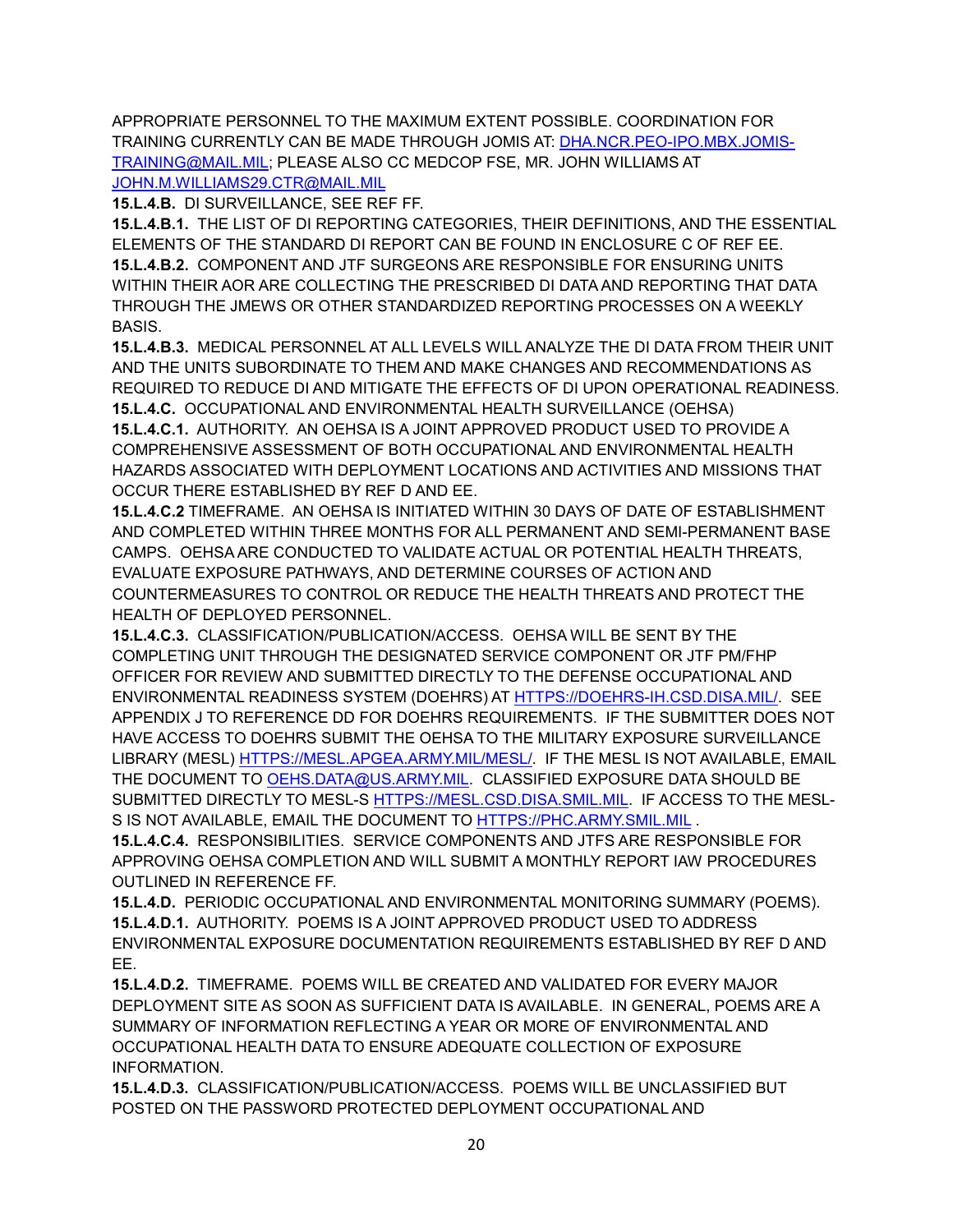APPROPRIATE PERSONNEL TO THE MAXIMUM EXTENT POSSIBLE. COORDINATION FOR TRAINING CURRENTLY CAN BE MADE THROUGH JOMIS AT: DHA.NCR.PEO-IPO.MBX.JOMIS-TRAINING@MAIL.MIL; PLEASE ALSO CC MEDCOP FSE, MR. JOHN WILLIAMS AT JOHN.M.WILLIAMS29.CTR@MAIL.MIL

**15.L.4.B.** DI SURVEILLANCE, SEE REF FF.

**15.L.4.B.1.** THE LIST OF DI REPORTING CATEGORIES, THEIR DEFINITIONS, AND THE ESSENTIAL ELEMENTS OF THE STANDARD DI REPORT CAN BE FOUND IN ENCLOSURE C OF REF EE.

**15.L.4.B.2.** COMPONENT AND JTF SURGEONS ARE RESPONSIBLE FOR ENSURING UNITS WITHIN THEIR AOR ARE COLLECTING THE PRESCRIBED DI DATA AND REPORTING THAT DATA THROUGH THE JMEWS OR OTHER STANDARDIZED REPORTING PROCESSES ON A WEEKLY BASIS.

**15.L.4.B.3.** MEDICAL PERSONNEL AT ALL LEVELS WILL ANALYZE THE DI DATA FROM THEIR UNIT AND THE UNITS SUBORDINATE TO THEM AND MAKE CHANGES AND RECOMMENDATIONS AS REQUIRED TO REDUCE DI AND MITIGATE THE EFFECTS OF DI UPON OPERATIONAL READINESS.

**15.L.4.C.** OCCUPATIONAL AND ENVIRONMENTAL HEALTH SURVEILLANCE (OEHSA)

**15.L.4.C.1.** AUTHORITY. AN OEHSA IS A JOINT APPROVED PRODUCT USED TO PROVIDE A COMPREHENSIVE ASSESSMENT OF BOTH OCCUPATIONAL AND ENVIRONMENTAL HEALTH HAZARDS ASSOCIATED WITH DEPLOYMENT LOCATIONS AND ACTIVITIES AND MISSIONS THAT OCCUR THERE ESTABLISHED BY REF D AND EE.

**15.L.4.C.2** TIMEFRAME. AN OEHSA IS INITIATED WITHIN 30 DAYS OF DATE OF ESTABLISHMENT AND COMPLETED WITHIN THREE MONTHS FOR ALL PERMANENT AND SEMI-PERMANENT BASE CAMPS. OEHSA ARE CONDUCTED TO VALIDATE ACTUAL OR POTENTIAL HEALTH THREATS, EVALUATE EXPOSURE PATHWAYS, AND DETERMINE COURSES OF ACTION AND COUNTERMEASURES TO CONTROL OR REDUCE THE HEALTH THREATS AND PROTECT THE HEALTH OF DEPLOYED PERSONNEL.

**15.L.4.C.3.** CLASSIFICATION/PUBLICATION/ACCESS. OEHSA WILL BE SENT BY THE COMPLETING UNIT THROUGH THE DESIGNATED SERVICE COMPONENT OR JTF PM/FHP OFFICER FOR REVIEW AND SUBMITTED DIRECTLY TO THE DEFENSE OCCUPATIONAL AND ENVIRONMENTAL READINESS SYSTEM (DOEHRS) AT HTTPS://DOEHRS-IH.CSD.DISA.MIL/. SEE APPENDIX J TO REFERENCE DD FOR DOEHRS REQUIREMENTS. IF THE SUBMITTER DOES NOT HAVE ACCESS TO DOEHRS SUBMIT THE OEHSA TO THE MILITARY EXPOSURE SURVEILLANCE LIBRARY (MESL) HTTPS://MESL.APGEA.ARMY.MIL/MESL/. IF THE MESL IS NOT AVAILABLE, EMAIL THE DOCUMENT TO OEHS.DATA@US.ARMY.MIL. CLASSIFIED EXPOSURE DATA SHOULD BE SUBMITTED DIRECTLY TO MESL-S HTTPS://MESL.CSD.DISA.SMIL.MIL. IF ACCESS TO THE MESL-S IS NOT AVAILABLE, EMAIL THE DOCUMENT TO HTTPS://PHC.ARMY.SMIL.MIL .

**15.L.4.C.4.** RESPONSIBILITIES. SERVICE COMPONENTS AND JTFS ARE RESPONSIBLE FOR APPROVING OEHSA COMPLETION AND WILL SUBMIT A MONTHLY REPORT IAW PROCEDURES OUTLINED IN REFERENCE FF.

**15.L.4.D.** PERIODIC OCCUPATIONAL AND ENVIRONMENTAL MONITORING SUMMARY (POEMS).

**15.L.4.D.1.** AUTHORITY. POEMS IS A JOINT APPROVED PRODUCT USED TO ADDRESS ENVIRONMENTAL EXPOSURE DOCUMENTATION REQUIREMENTS ESTABLISHED BY REF D AND EE.

**15.L.4.D.2.** TIMEFRAME. POEMS WILL BE CREATED AND VALIDATED FOR EVERY MAJOR DEPLOYMENT SITE AS SOON AS SUFFICIENT DATA IS AVAILABLE. IN GENERAL, POEMS ARE A SUMMARY OF INFORMATION REFLECTING A YEAR OR MORE OF ENVIRONMENTAL AND OCCUPATIONAL HEALTH DATA TO ENSURE ADEQUATE COLLECTION OF EXPOSURE INFORMATION.

**15.L.4.D.3.** CLASSIFICATION/PUBLICATION/ACCESS. POEMS WILL BE UNCLASSIFIED BUT POSTED ON THE PASSWORD PROTECTED DEPLOYMENT OCCUPATIONAL AND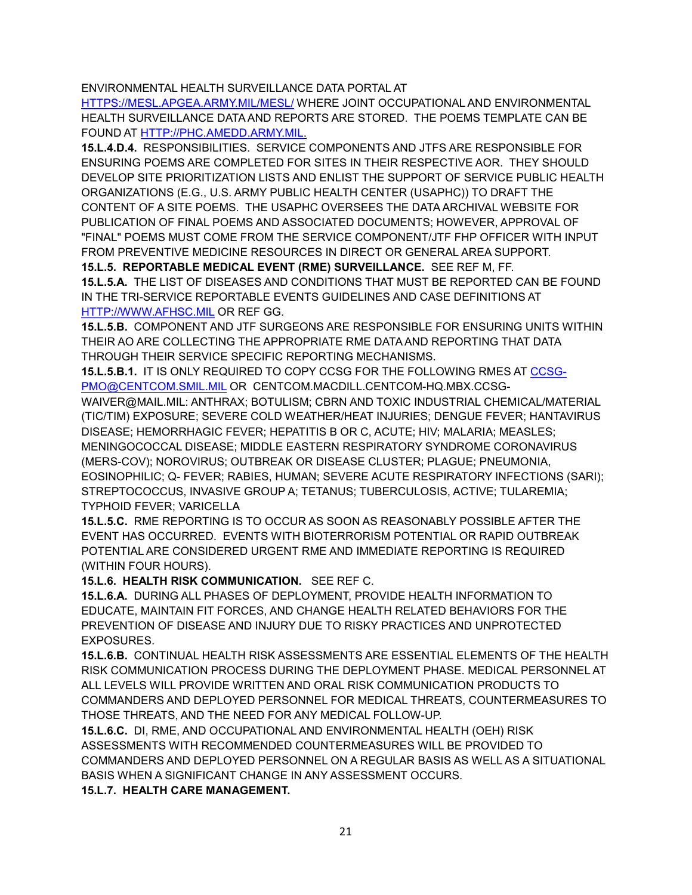ENVIRONMENTAL HEALTH SURVEILLANCE DATA PORTAL AT HTTPS://MESL.APGEA.ARMY.MIL/MESL/ WHERE JOINT OCCUPATIONAL AND ENVIRONMENTAL HEALTH SURVEILLANCE DATA AND REPORTS ARE STORED. THE POEMS TEMPLATE CAN BE FOUND AT HTTP://PHC.AMEDD.ARMY.MIL.

**15.L.4.D.4.** RESPONSIBILITIES. SERVICE COMPONENTS AND JTFS ARE RESPONSIBLE FOR ENSURING POEMS ARE COMPLETED FOR SITES IN THEIR RESPECTIVE AOR. THEY SHOULD DEVELOP SITE PRIORITIZATION LISTS AND ENLIST THE SUPPORT OF SERVICE PUBLIC HEALTH ORGANIZATIONS (E.G., U.S. ARMY PUBLIC HEALTH CENTER (USAPHC)) TO DRAFT THE CONTENT OF A SITE POEMS. THE USAPHC OVERSEES THE DATA ARCHIVAL WEBSITE FOR PUBLICATION OF FINAL POEMS AND ASSOCIATED DOCUMENTS; HOWEVER, APPROVAL OF "FINAL" POEMS MUST COME FROM THE SERVICE COMPONENT/JTF FHP OFFICER WITH INPUT FROM PREVENTIVE MEDICINE RESOURCES IN DIRECT OR GENERAL AREA SUPPORT.

**15.L.5. REPORTABLE MEDICAL EVENT (RME) SURVEILLANCE.** SEE REF M, FF.

**15.L.5.A.** THE LIST OF DISEASES AND CONDITIONS THAT MUST BE REPORTED CAN BE FOUND IN THE TRI-SERVICE REPORTABLE EVENTS GUIDELINES AND CASE DEFINITIONS AT HTTP://WWW.AFHSC.MIL OR REF GG.

**15.L.5.B.** COMPONENT AND JTF SURGEONS ARE RESPONSIBLE FOR ENSURING UNITS WITHIN THEIR AO ARE COLLECTING THE APPROPRIATE RME DATA AND REPORTING THAT DATA THROUGH THEIR SERVICE SPECIFIC REPORTING MECHANISMS.

**15.L.5.B.1.** IT IS ONLY REQUIRED TO COPY CCSG FOR THE FOLLOWING RMES AT CCSG-PMO@CENTCOM.SMIL.MIL OR CENTCOM.MACDILL.CENTCOM-HQ.MBX.CCSG-WAIVER@MAIL.MIL: ANTHRAX; BOTULISM; CBRN AND TOXIC INDUSTRIAL CHEMICAL/MATERIAL (TIC/TIM) EXPOSURE; SEVERE COLD WEATHER/HEAT INJURIES; DENGUE FEVER; HANTAVIRUS DISEASE; HEMORRHAGIC FEVER; HEPATITIS B OR C, ACUTE; HIV; MALARIA; MEASLES; MENINGOCOCCAL DISEASE; MIDDLE EASTERN RESPIRATORY SYNDROME CORONAVIRUS (MERS-COV); NOROVIRUS; OUTBREAK OR DISEASE CLUSTER; PLAGUE; PNEUMONIA, EOSINOPHILIC; Q- FEVER; RABIES, HUMAN; SEVERE ACUTE RESPIRATORY INFECTIONS (SARI); STREPTOCOCCUS, INVASIVE GROUP A; TETANUS; TUBERCULOSIS, ACTIVE; TULAREMIA; TYPHOID FEVER; VARICELLA

**15.L.5.C.** RME REPORTING IS TO OCCUR AS SOON AS REASONABLY POSSIBLE AFTER THE EVENT HAS OCCURRED. EVENTS WITH BIOTERRORISM POTENTIAL OR RAPID OUTBREAK POTENTIAL ARE CONSIDERED URGENT RME AND IMMEDIATE REPORTING IS REQUIRED (WITHIN FOUR HOURS).

**15.L.6. HEALTH RISK COMMUNICATION.** SEE REF C.

**15.L.6.A.** DURING ALL PHASES OF DEPLOYMENT, PROVIDE HEALTH INFORMATION TO EDUCATE, MAINTAIN FIT FORCES, AND CHANGE HEALTH RELATED BEHAVIORS FOR THE PREVENTION OF DISEASE AND INJURY DUE TO RISKY PRACTICES AND UNPROTECTED EXPOSURES.

**15.L.6.B.** CONTINUAL HEALTH RISK ASSESSMENTS ARE ESSENTIAL ELEMENTS OF THE HEALTH RISK COMMUNICATION PROCESS DURING THE DEPLOYMENT PHASE. MEDICAL PERSONNEL AT ALL LEVELS WILL PROVIDE WRITTEN AND ORAL RISK COMMUNICATION PRODUCTS TO COMMANDERS AND DEPLOYED PERSONNEL FOR MEDICAL THREATS, COUNTERMEASURES TO THOSE THREATS, AND THE NEED FOR ANY MEDICAL FOLLOW-UP.

**15.L.6.C.** DI, RME, AND OCCUPATIONAL AND ENVIRONMENTAL HEALTH (OEH) RISK ASSESSMENTS WITH RECOMMENDED COUNTERMEASURES WILL BE PROVIDED TO COMMANDERS AND DEPLOYED PERSONNEL ON A REGULAR BASIS AS WELL AS A SITUATIONAL BASIS WHEN A SIGNIFICANT CHANGE IN ANY ASSESSMENT OCCURS.

**15.L.7. HEALTH CARE MANAGEMENT.**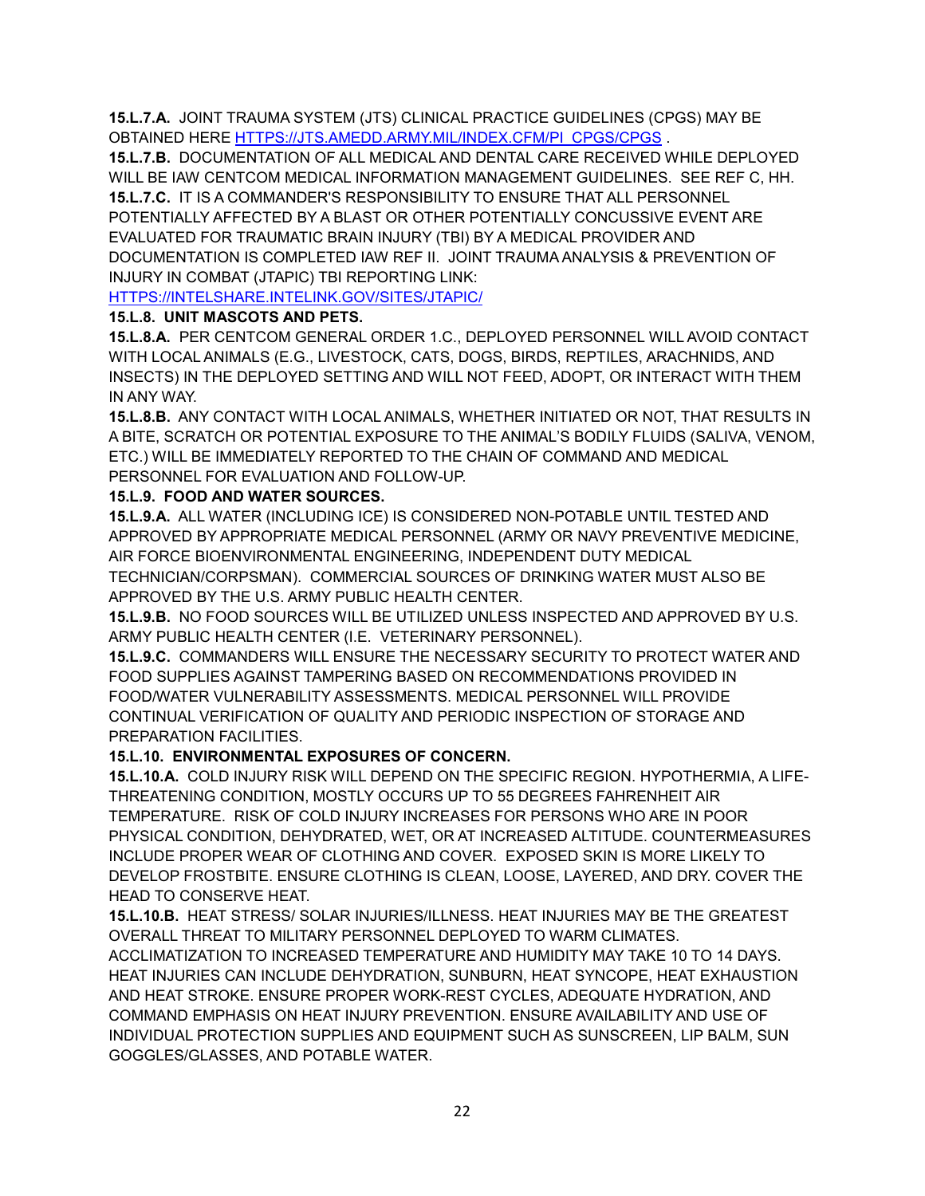**15.L.7.A.** JOINT TRAUMA SYSTEM (JTS) CLINICAL PRACTICE GUIDELINES (CPGS) MAY BE OBTAINED HERE [HTTPS://JTS.AMEDD.ARMY.MIL/INDEX.CFM/PI_CPGS/CPGS](HTTPS://JTS.AMEDD.ARMY.MIL/INDEX.CFM/PI_CPGS/CPGS) .

**15.L.7.B.** DOCUMENTATION OF ALL MEDICAL AND DENTAL CARE RECEIVED WHILE DEPLOYED WILL BE IAW CENTCOM MEDICAL INFORMATION MANAGEMENT GUIDELINES. SEE REF C, HH.

**15.L.7.C.** IT IS A COMMANDER'S RESPONSIBILITY TO ENSURE THAT ALL PERSONNEL POTENTIALLY AFFECTED BY A BLAST OR OTHER POTENTIALLY CONCUSSIVE EVENT ARE EVALUATED FOR TRAUMATIC BRAIN INJURY (TBI) BY A MEDICAL PROVIDER AND DOCUMENTATION IS COMPLETED IAW REF II. JOINT TRAUMA ANALYSIS & PREVENTION OF INJURY IN COMBAT (JTAPIC) TBI REPORTING LINK: [HTTPS://INTELSHARE.INTELINK.GOV/SITES/JTAPIC/](HTTPS://INTELSHARE.INTELINK.GOV/SITES/JTAPIC/)

**15.L.8. UNIT MASCOTS AND PETS.**

**15.L.8.A.** PER CENTCOM GENERAL ORDER 1.C., DEPLOYED PERSONNEL WILL AVOID CONTACT WITH LOCAL ANIMALS (E.G., LIVESTOCK, CATS, DOGS, BIRDS, REPTILES, ARACHNIDS, AND INSECTS) IN THE DEPLOYED SETTING AND WILL NOT FEED, ADOPT, OR INTERACT WITH THEM IN ANY WAY.

**15.L.8.B.** ANY CONTACT WITH LOCAL ANIMALS, WHETHER INITIATED OR NOT, THAT RESULTS IN A BITE, SCRATCH OR POTENTIAL EXPOSURE TO THE ANIMAL'S BODILY FLUIDS (SALIVA, VENOM, ETC.) WILL BE IMMEDIATELY REPORTED TO THE CHAIN OF COMMAND AND MEDICAL PERSONNEL FOR EVALUATION AND FOLLOW-UP.

**15.L.9. FOOD AND WATER SOURCES.**

**15.L.9.A.** ALL WATER (INCLUDING ICE) IS CONSIDERED NON-POTABLE UNTIL TESTED AND APPROVED BY APPROPRIATE MEDICAL PERSONNEL (ARMY OR NAVY PREVENTIVE MEDICINE, AIR FORCE BIOENVIRONMENTAL ENGINEERING, INDEPENDENT DUTY MEDICAL TECHNICIAN/CORPSMAN). COMMERCIAL SOURCES OF DRINKING WATER MUST ALSO BE APPROVED BY THE U.S. ARMY PUBLIC HEALTH CENTER.

**15.L.9.B.** NO FOOD SOURCES WILL BE UTILIZED UNLESS INSPECTED AND APPROVED BY U.S. ARMY PUBLIC HEALTH CENTER (I.E. VETERINARY PERSONNEL).

**15.L.9.C.** COMMANDERS WILL ENSURE THE NECESSARY SECURITY TO PROTECT WATER AND FOOD SUPPLIES AGAINST TAMPERING BASED ON RECOMMENDATIONS PROVIDED IN FOOD/WATER VULNERABILITY ASSESSMENTS. MEDICAL PERSONNEL WILL PROVIDE CONTINUAL VERIFICATION OF QUALITY AND PERIODIC INSPECTION OF STORAGE AND PREPARATION FACILITIES.

**15.L.10. ENVIRONMENTAL EXPOSURES OF CONCERN.**

**15.L.10.A.** COLD INJURY RISK WILL DEPEND ON THE SPECIFIC REGION. HYPOTHERMIA, A LIFE-THREATENING CONDITION, MOSTLY OCCURS UP TO 55 DEGREES FAHRENHEIT AIR TEMPERATURE. RISK OF COLD INJURY INCREASES FOR PERSONS WHO ARE IN POOR PHYSICAL CONDITION, DEHYDRATED, WET, OR AT INCREASED ALTITUDE. COUNTERMEASURES INCLUDE PROPER WEAR OF CLOTHING AND COVER. EXPOSED SKIN IS MORE LIKELY TO DEVELOP FROSTBITE. ENSURE CLOTHING IS CLEAN, LOOSE, LAYERED, AND DRY. COVER THE HEAD TO CONSERVE HEAT.

**15.L.10.B.** HEAT STRESS/ SOLAR INJURIES/ILLNESS. HEAT INJURIES MAY BE THE GREATEST OVERALL THREAT TO MILITARY PERSONNEL DEPLOYED TO WARM CLIMATES. ACCLIMATIZATION TO INCREASED TEMPERATURE AND HUMIDITY MAY TAKE 10 TO 14 DAYS. HEAT INJURIES CAN INCLUDE DEHYDRATION, SUNBURN, HEAT SYNCOPE, HEAT EXHAUSTION AND HEAT STROKE. ENSURE PROPER WORK-REST CYCLES, ADEQUATE HYDRATION, AND COMMAND EMPHASIS ON HEAT INJURY PREVENTION. ENSURE AVAILABILITY AND USE OF INDIVIDUAL PROTECTION SUPPLIES AND EQUIPMENT SUCH AS SUNSCREEN, LIP BALM, SUN GOGGLES/GLASSES, AND POTABLE WATER.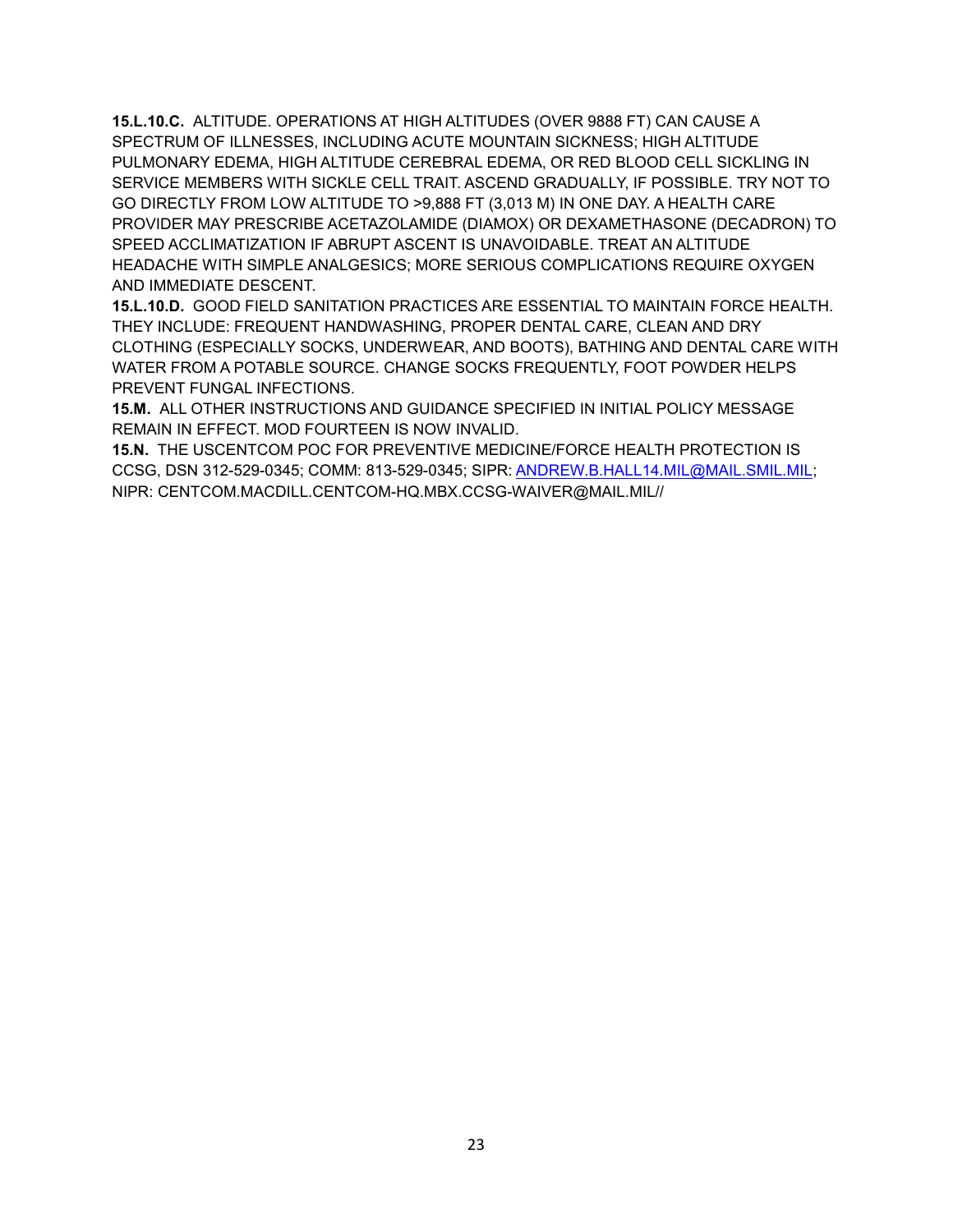**15.L.10.C.** ALTITUDE. OPERATIONS AT HIGH ALTITUDES (OVER 9888 FT) CAN CAUSE A SPECTRUM OF ILLNESSES, INCLUDING ACUTE MOUNTAIN SICKNESS; HIGH ALTITUDE PULMONARY EDEMA, HIGH ALTITUDE CEREBRAL EDEMA, OR RED BLOOD CELL SICKLING IN SERVICE MEMBERS WITH SICKLE CELL TRAIT. ASCEND GRADUALLY, IF POSSIBLE. TRY NOT TO GO DIRECTLY FROM LOW ALTITUDE TO >9,888 FT (3,013 M) IN ONE DAY. A HEALTH CARE PROVIDER MAY PRESCRIBE ACETAZOLAMIDE (DIAMOX) OR DEXAMETHASONE (DECADRON) TO SPEED ACCLIMATIZATION IF ABRUPT ASCENT IS UNAVOIDABLE. TREAT AN ALTITUDE HEADACHE WITH SIMPLE ANALGESICS; MORE SERIOUS COMPLICATIONS REQUIRE OXYGEN AND IMMEDIATE DESCENT.

**15.L.10.D.** GOOD FIELD SANITATION PRACTICES ARE ESSENTIAL TO MAINTAIN FORCE HEALTH. THEY INCLUDE: FREQUENT HANDWASHING, PROPER DENTAL CARE, CLEAN AND DRY CLOTHING (ESPECIALLY SOCKS, UNDERWEAR, AND BOOTS), BATHING AND DENTAL CARE WITH WATER FROM A POTABLE SOURCE. CHANGE SOCKS FREQUENTLY, FOOT POWDER HELPS PREVENT FUNGAL INFECTIONS.

**15.M.** ALL OTHER INSTRUCTIONS AND GUIDANCE SPECIFIED IN INITIAL POLICY MESSAGE REMAIN IN EFFECT. MOD FOURTEEN IS NOW INVALID.

**15.N.** THE USCENTCOM POC FOR PREVENTIVE MEDICINE/FORCE HEALTH PROTECTION IS CCSG, DSN 312-529-0345; COMM: 813-529-0345; SIPR: ANDREW.B.HALL14.MIL@MAIL.SMIL.MIL; NIPR: CENTCOM.MACDILL.CENTCOM-HQ.MBX.CCSG-WAIVER@MAIL.MIL//